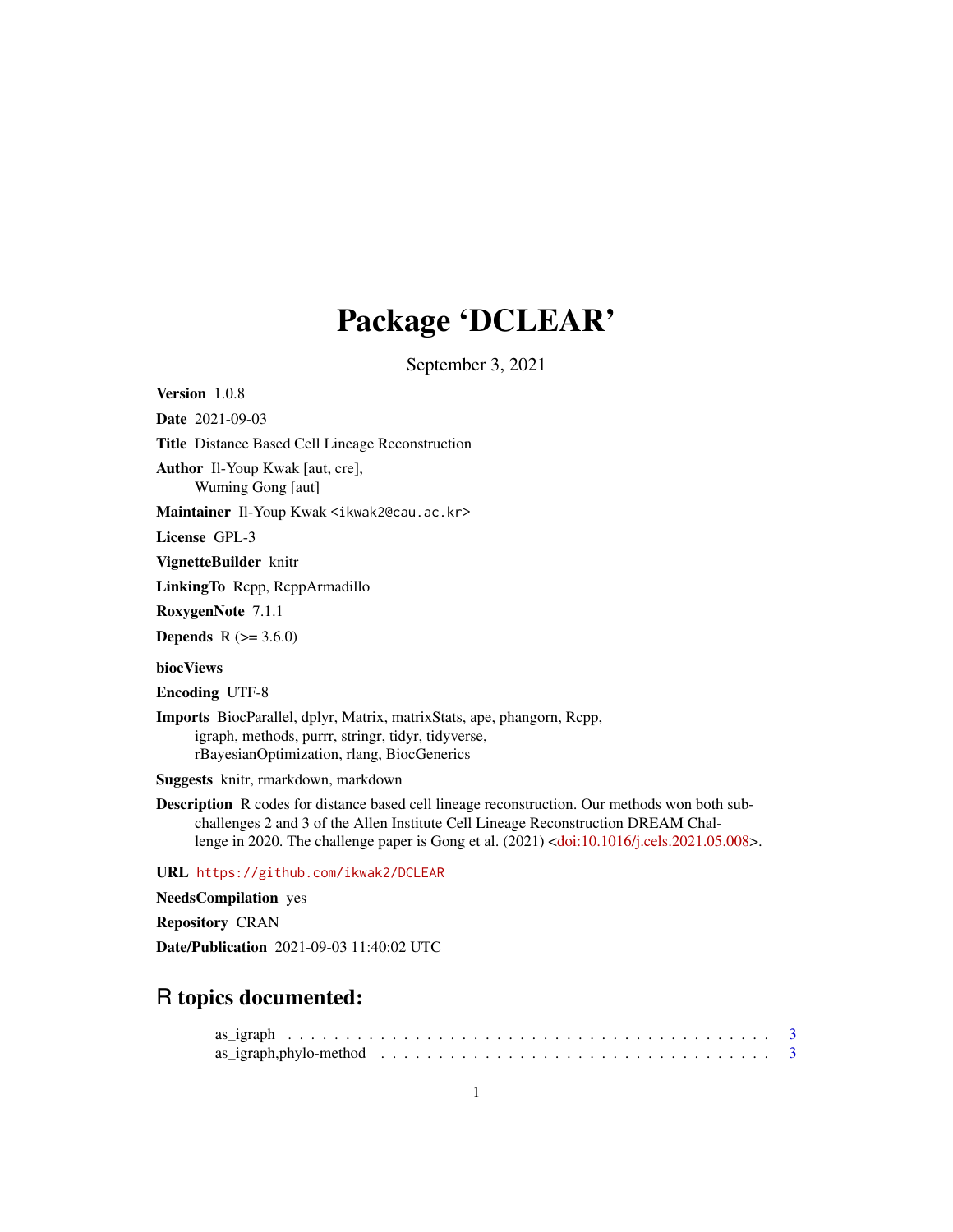# Package 'DCLEAR'

September 3, 2021

**Version** 1.0.8

**Date** 2021-09-03

**Title** Distance Based Cell Lineage Reconstruction

**Author** Il-Youp Kwak [aut, cre],
Wuming Gong [aut]

**Maintainer** Il-Youp Kwak <ikwak2@cau.ac.kr>

**License** GPL-3

**VignetteBuilder** knitr

**LinkingTo** Rcpp, RcppArmadillo

**RoxygenNote** 7.1.1

**Depends** R (>= 3.6.0)

**biocViews**

**Encoding** UTF-8

**Imports** BiocParallel, dplyr, Matrix, matrixStats, ape, phangorn, Rcpp, igraph, methods, purrr, stringr, tidyr, tidyverse, rBayesianOptimization, rlang, BiocGenerics

**Suggests** knitr, rmarkdown, markdown

**Description** R codes for distance based cell lineage reconstruction. Our methods won both sub-challenges 2 and 3 of the Allen Institute Cell Lineage Reconstruction DREAM Challenge in 2020. The challenge paper is Gong et al. (2021) <doi:10.1016/j.cels.2021.05.008>.

**URL** https://github.com/ikwak2/DCLEAR

**NeedsCompilation** yes

**Repository** CRAN

**Date/Publication** 2021-09-03 11:40:02 UTC

## R topics documented:

as_igraph . . . . . . . . . . . . . . . . . . . . . . . . . . . . . . . . . . . . . . . . . . 3
as_igraph,phylo-method . . . . . . . . . . . . . . . . . . . . . . . . . . . . . . . . . 3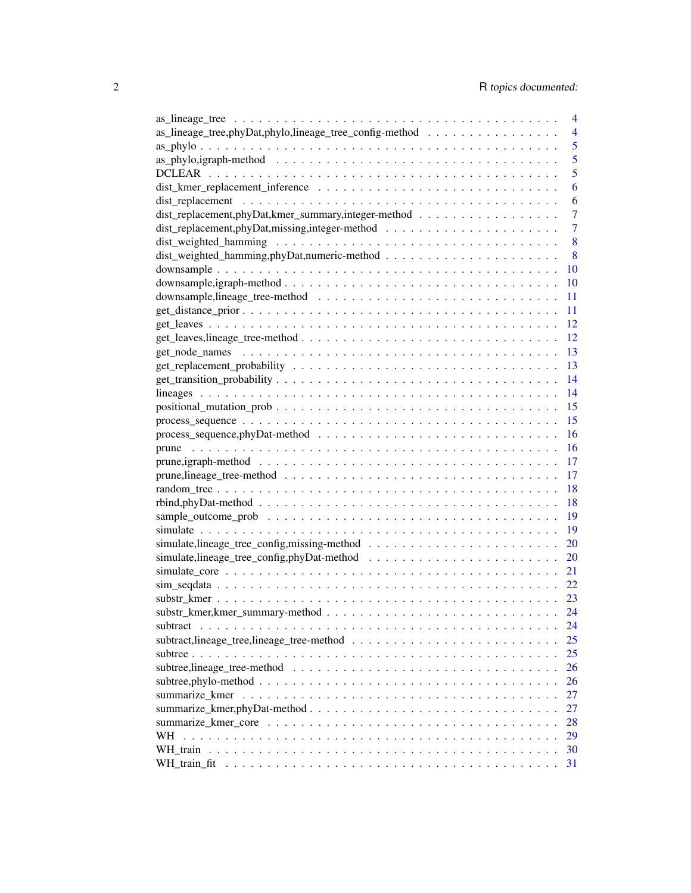as_lineage_tree . . . . . . . . . . . . . . . . . . . . . . . . . . . . . . . . . . . . . . . 4
as_lineage_tree,phyDat,phylo,lineage_tree_config-method . . . . . . . . . . . . . . . . 4
as_phylo . . . . . . . . . . . . . . . . . . . . . . . . . . . . . . . . . . . . . . . . . . 5
as_phylo,igraph-method . . . . . . . . . . . . . . . . . . . . . . . . . . . . . . . . . . 5
DCLEAR . . . . . . . . . . . . . . . . . . . . . . . . . . . . . . . . . . . . . . . . . . 5
dist_kmer_replacement_inference . . . . . . . . . . . . . . . . . . . . . . . . . . . . . 6
dist_replacement . . . . . . . . . . . . . . . . . . . . . . . . . . . . . . . . . . . . . . 6
dist_replacement,phyDat,kmer_summary,integer-method . . . . . . . . . . . . . . . . . 7
dist_replacement,phyDat,missing,integer-method . . . . . . . . . . . . . . . . . . . . . 7
dist_weighted_hamming . . . . . . . . . . . . . . . . . . . . . . . . . . . . . . . . . . 8
dist_weighted_hamming,phyDat,numeric-method . . . . . . . . . . . . . . . . . . . . . 8
downsample . . . . . . . . . . . . . . . . . . . . . . . . . . . . . . . . . . . . . . . . 10
downsample,igraph-method . . . . . . . . . . . . . . . . . . . . . . . . . . . . . . . . 10
downsample,lineage_tree-method . . . . . . . . . . . . . . . . . . . . . . . . . . . . . 11
get_distance_prior . . . . . . . . . . . . . . . . . . . . . . . . . . . . . . . . . . . . 11
get_leaves . . . . . . . . . . . . . . . . . . . . . . . . . . . . . . . . . . . . . . . . 12
get_leaves,lineage_tree-method . . . . . . . . . . . . . . . . . . . . . . . . . . . . . 12
get_node_names . . . . . . . . . . . . . . . . . . . . . . . . . . . . . . . . . . . . . 13
get_replacement_probability . . . . . . . . . . . . . . . . . . . . . . . . . . . . . . . 13
get_transition_probability . . . . . . . . . . . . . . . . . . . . . . . . . . . . . . . . 14
lineages . . . . . . . . . . . . . . . . . . . . . . . . . . . . . . . . . . . . . . . . . 14
positional_mutation_prob . . . . . . . . . . . . . . . . . . . . . . . . . . . . . . . . 15
process_sequence . . . . . . . . . . . . . . . . . . . . . . . . . . . . . . . . . . . . 15
process_sequence,phyDat-method . . . . . . . . . . . . . . . . . . . . . . . . . . . . 16
prune . . . . . . . . . . . . . . . . . . . . . . . . . . . . . . . . . . . . . . . . . . 16
prune,igraph-method . . . . . . . . . . . . . . . . . . . . . . . . . . . . . . . . . . . 17
prune,lineage_tree-method . . . . . . . . . . . . . . . . . . . . . . . . . . . . . . . . 17
random_tree . . . . . . . . . . . . . . . . . . . . . . . . . . . . . . . . . . . . . . . 18
rbind,phyDat-method . . . . . . . . . . . . . . . . . . . . . . . . . . . . . . . . . . . 18
sample_outcome_prob . . . . . . . . . . . . . . . . . . . . . . . . . . . . . . . . . . 19
simulate . . . . . . . . . . . . . . . . . . . . . . . . . . . . . . . . . . . . . . . . . 19
simulate,lineage_tree_config,missing-method . . . . . . . . . . . . . . . . . . . . . . 20
simulate,lineage_tree_config,phyDat-method . . . . . . . . . . . . . . . . . . . . . . 20
simulate_core . . . . . . . . . . . . . . . . . . . . . . . . . . . . . . . . . . . . . . 21
sim_seqdata . . . . . . . . . . . . . . . . . . . . . . . . . . . . . . . . . . . . . . . 22
substr_kmer . . . . . . . . . . . . . . . . . . . . . . . . . . . . . . . . . . . . . . . 23
substr_kmer,kmer_summary-method . . . . . . . . . . . . . . . . . . . . . . . . . . . 24
subtract . . . . . . . . . . . . . . . . . . . . . . . . . . . . . . . . . . . . . . . . . 24
subtract,lineage_tree,lineage_tree-method . . . . . . . . . . . . . . . . . . . . . . . 25
subtree . . . . . . . . . . . . . . . . . . . . . . . . . . . . . . . . . . . . . . . . . 25
subtree,lineage_tree-method . . . . . . . . . . . . . . . . . . . . . . . . . . . . . . . 26
subtree,phylo-method . . . . . . . . . . . . . . . . . . . . . . . . . . . . . . . . . . . 26
summarize_kmer . . . . . . . . . . . . . . . . . . . . . . . . . . . . . . . . . . . . . 27
summarize_kmer,phyDat-method . . . . . . . . . . . . . . . . . . . . . . . . . . . . . 27
summarize_kmer_core . . . . . . . . . . . . . . . . . . . . . . . . . . . . . . . . . . 28
WH . . . . . . . . . . . . . . . . . . . . . . . . . . . . . . . . . . . . . . . . . . . . 29
WH_train . . . . . . . . . . . . . . . . . . . . . . . . . . . . . . . . . . . . . . . . . 30
WH_train_fit . . . . . . . . . . . . . . . . . . . . . . . . . . . . . . . . . . . . . . . 31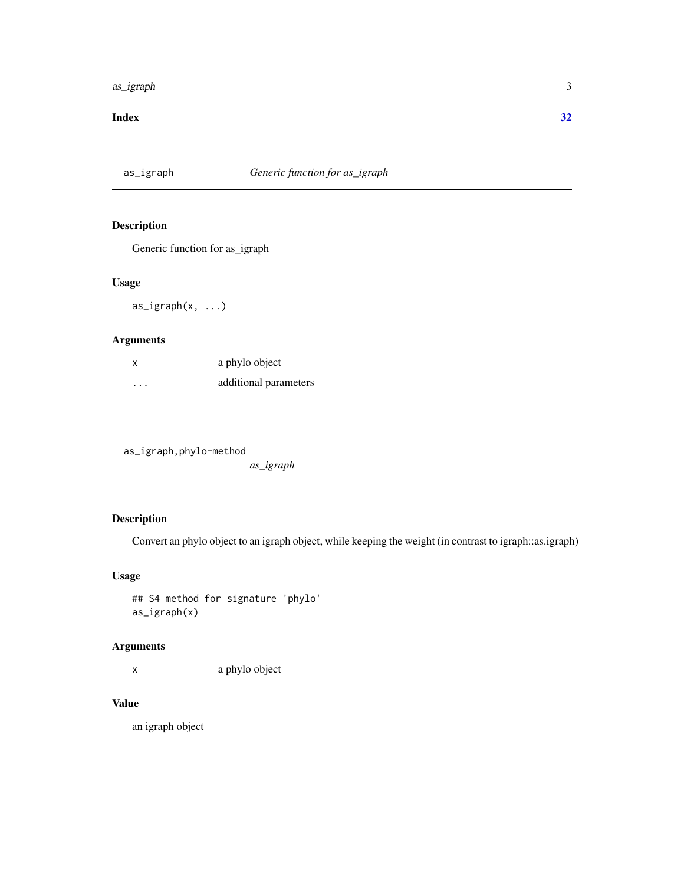**Index** **32**

---

`as_igraph` *Generic function for as_igraph*

---

## Description

Generic function for as_igraph

## Usage

```
as_igraph(x, ...)
```

## Arguments

| | |
|---|---|
| `x` | a phylo object |
| `...` | additional parameters |

---

`as_igraph,phylo-method` *as_igraph*

---

## Description

Convert an phylo object to an igraph object, while keeping the weight (in contrast to igraph::as.igraph)

## Usage

```
## S4 method for signature 'phylo'
as_igraph(x)
```

## Arguments

| | |
|---|---|
| `x` | a phylo object |

## Value

an igraph object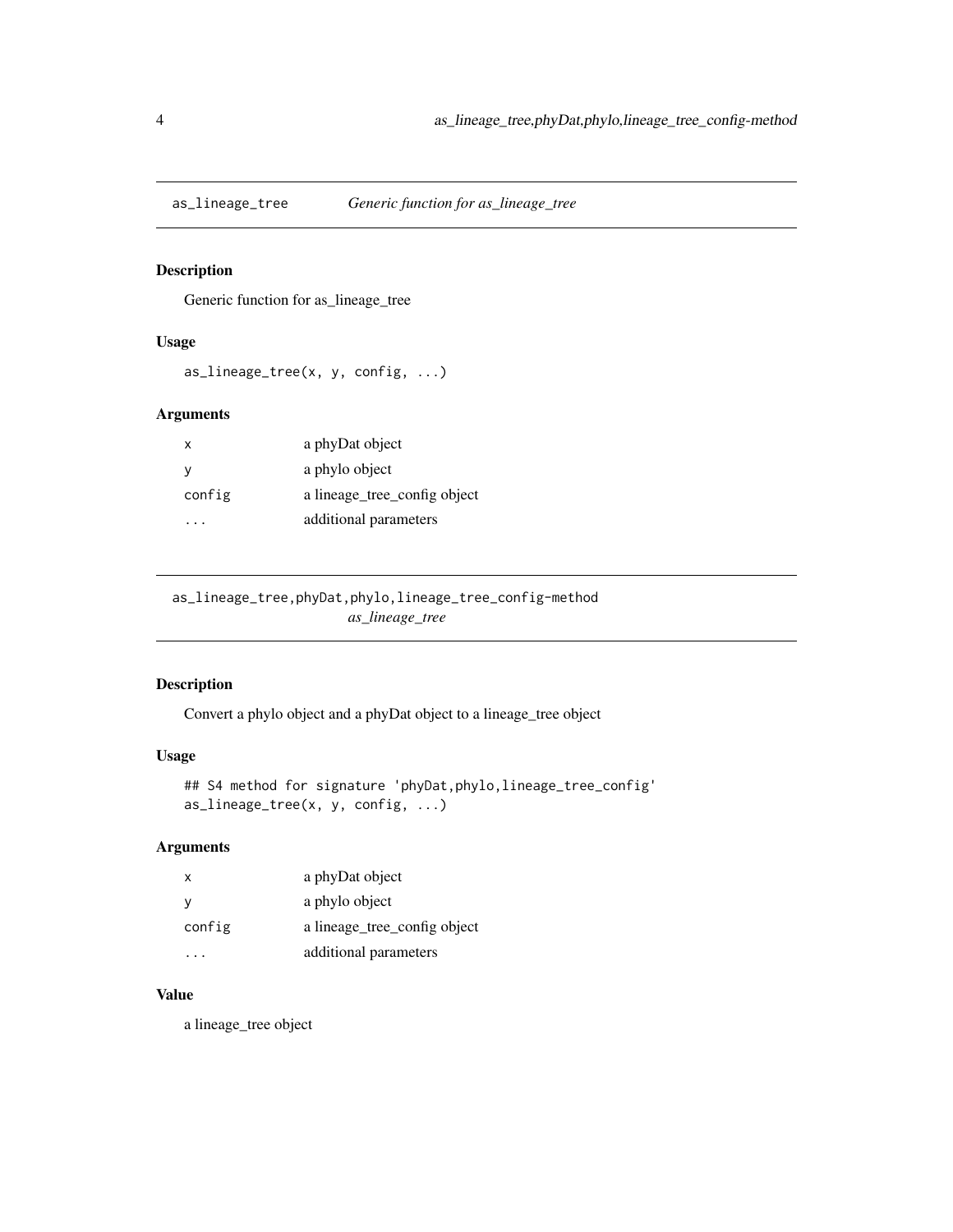## as_lineage_tree — *Generic function for as_lineage_tree*

### Description

Generic function for as_lineage_tree

### Usage

```
as_lineage_tree(x, y, config, ...)
```

### Arguments

| | |
|---|---|
| x | a phyDat object |
| y | a phylo object |
| config | a lineage_tree_config object |
| ... | additional parameters |

## as_lineage_tree,phyDat,phylo,lineage_tree_config-method — *as_lineage_tree*

### Description

Convert a phylo object and a phyDat object to a lineage_tree object

### Usage

```
## S4 method for signature 'phyDat,phylo,lineage_tree_config'
as_lineage_tree(x, y, config, ...)
```

### Arguments

| | |
|---|---|
| x | a phyDat object |
| y | a phylo object |
| config | a lineage_tree_config object |
| ... | additional parameters |

### Value

a lineage_tree object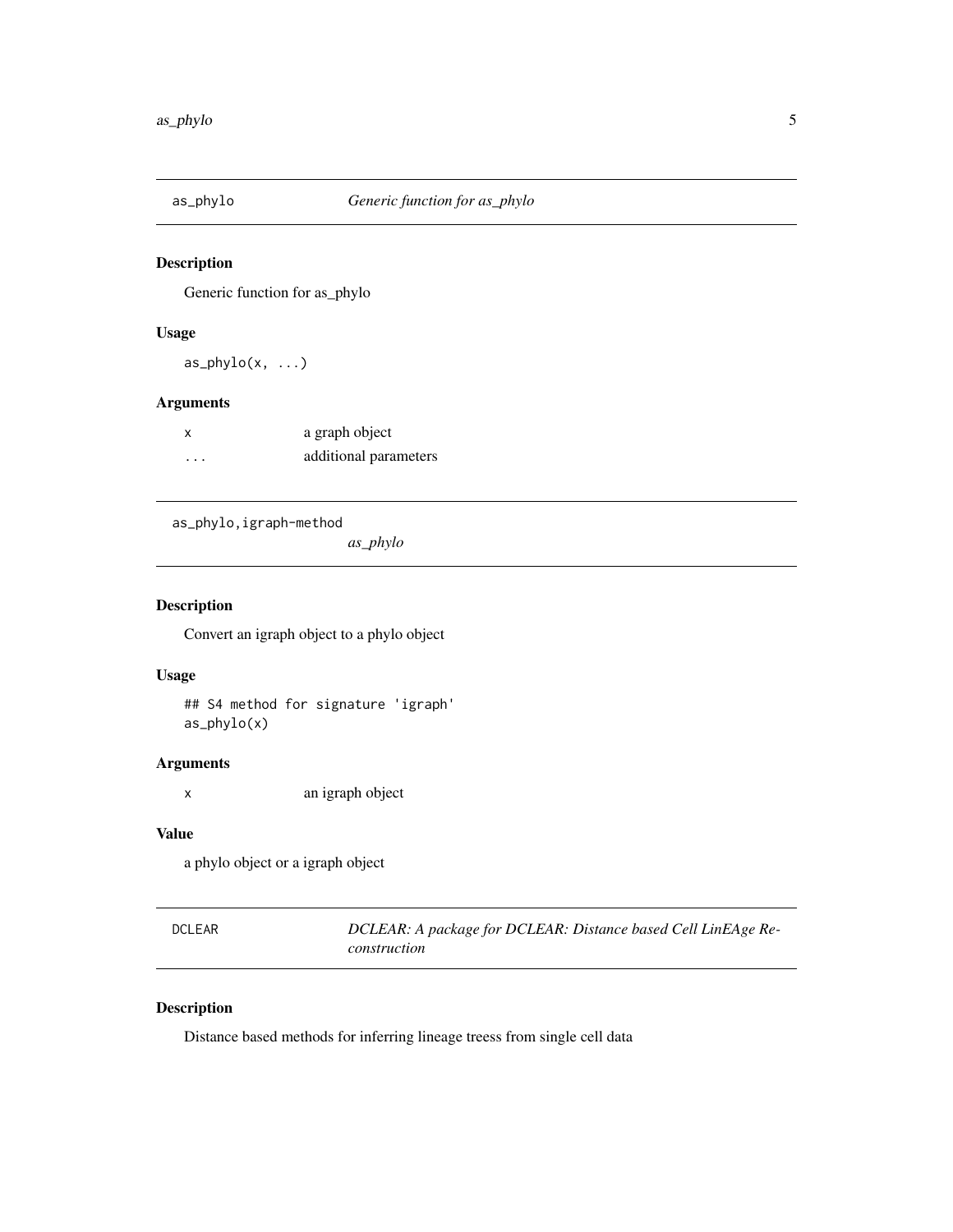## as_phylo — *Generic function for as_phylo*

### Description

Generic function for as_phylo

### Usage

```
as_phylo(x, ...)
```

### Arguments

| | |
|---|---|
| x | a graph object |
| ... | additional parameters |

## as_phylo,igraph-method — *as_phylo*

### Description

Convert an igraph object to a phylo object

### Usage

```
## S4 method for signature 'igraph'
as_phylo(x)
```

### Arguments

| | |
|---|---|
| x | an igraph object |

### Value

a phylo object or a igraph object

## DCLEAR — *DCLEAR: A package for DCLEAR: Distance based Cell LinEAge Reconstruction*

### Description

Distance based methods for inferring lineage treess from single cell data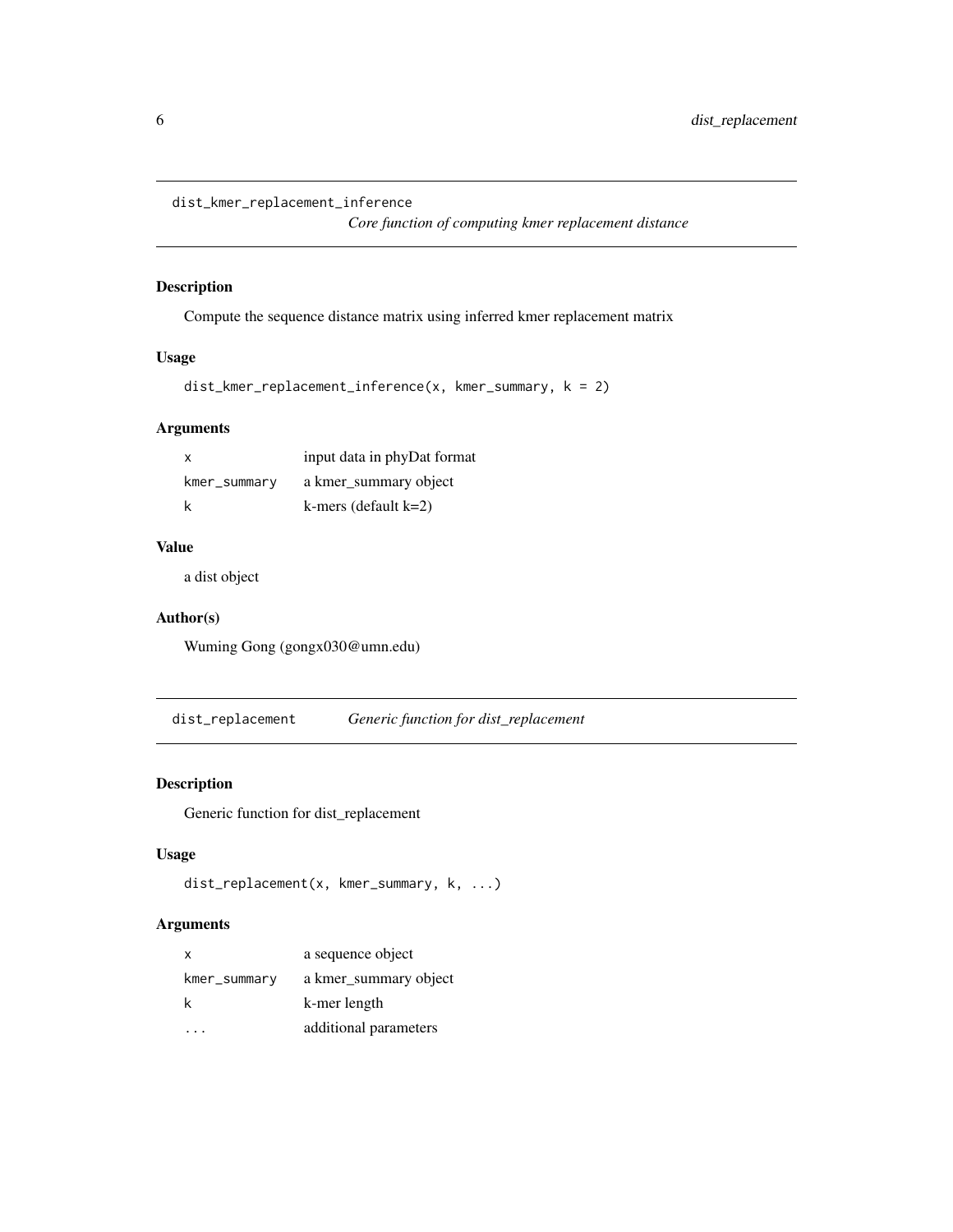## dist_kmer_replacement_inference — *Core function of computing kmer replacement distance*

### Description

Compute the sequence distance matrix using inferred kmer replacement matrix

### Usage

```
dist_kmer_replacement_inference(x, kmer_summary, k = 2)
```

### Arguments

| | |
|---|---|
| `x` | input data in phyDat format |
| `kmer_summary` | a kmer_summary object |
| `k` | k-mers (default k=2) |

### Value

a dist object

### Author(s)

Wuming Gong (gongx030@umn.edu)

## dist_replacement — *Generic function for dist_replacement*

### Description

Generic function for dist_replacement

### Usage

```
dist_replacement(x, kmer_summary, k, ...)
```

### Arguments

| | |
|---|---|
| `x` | a sequence object |
| `kmer_summary` | a kmer_summary object |
| `k` | k-mer length |
| `...` | additional parameters |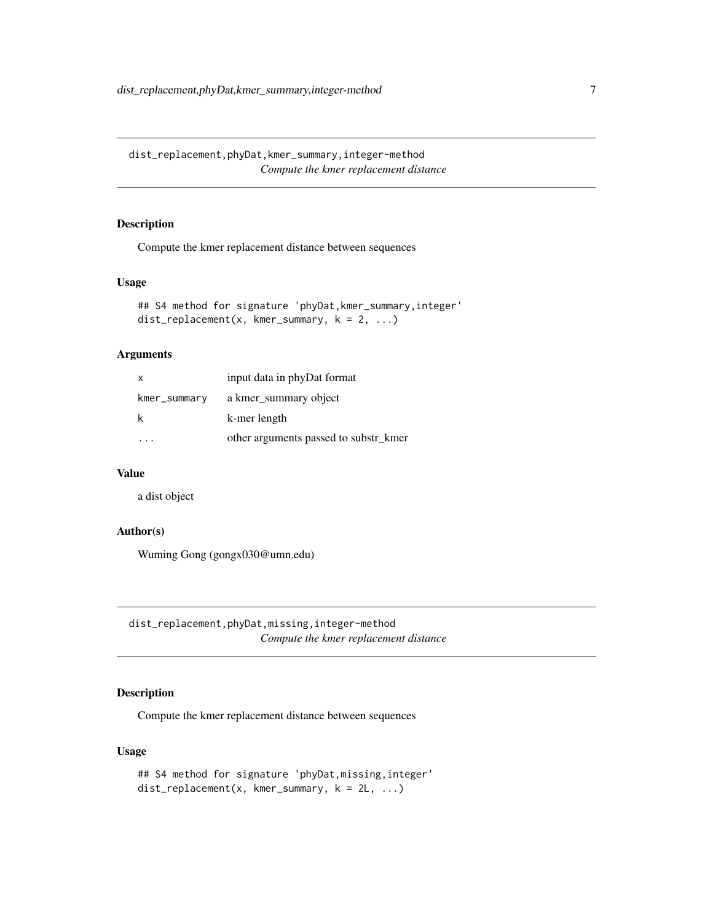## dist_replacement,phyDat,kmer_summary,integer-method

*Compute the kmer replacement distance*

### Description

Compute the kmer replacement distance between sequences

### Usage

```
## S4 method for signature 'phyDat,kmer_summary,integer'
dist_replacement(x, kmer_summary, k = 2, ...)
```

### Arguments

| | |
|---|---|
| x | input data in phyDat format |
| kmer_summary | a kmer_summary object |
| k | k-mer length |
| ... | other arguments passed to substr_kmer |

### Value

a dist object

### Author(s)

Wuming Gong (gongx030@umn.edu)

## dist_replacement,phyDat,missing,integer-method

*Compute the kmer replacement distance*

### Description

Compute the kmer replacement distance between sequences

### Usage

```
## S4 method for signature 'phyDat,missing,integer'
dist_replacement(x, kmer_summary, k = 2L, ...)
```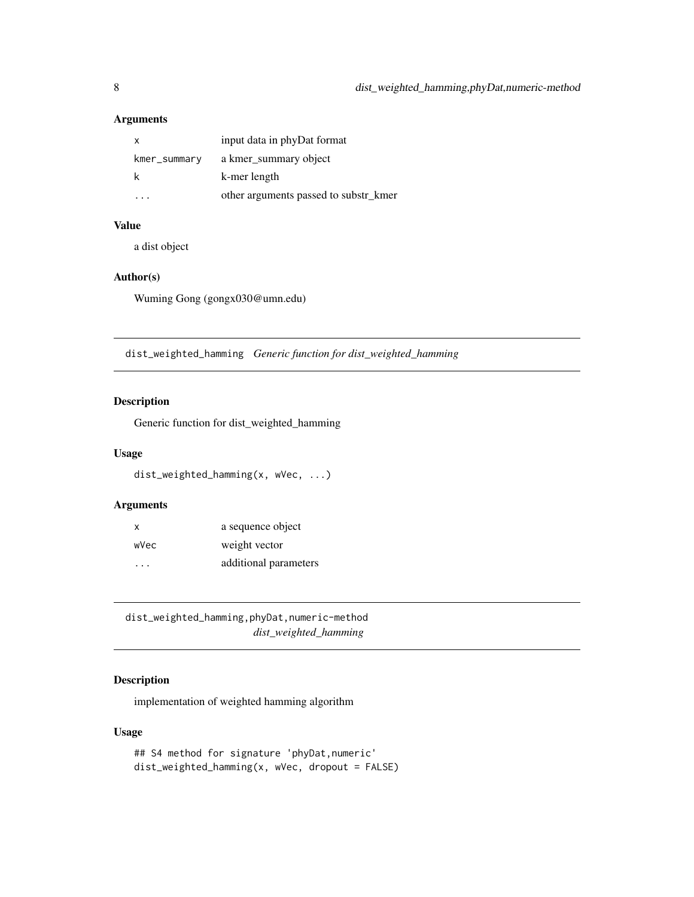### Arguments

| | |
|---|---|
| `x` | input data in phyDat format |
| `kmer_summary` | a kmer_summary object |
| `k` | k-mer length |
| `...` | other arguments passed to substr_kmer |

### Value

a dist object

### Author(s)

Wuming Gong (gongx030@umn.edu)

---

## dist_weighted_hamming *Generic function for dist_weighted_hamming*

### Description

Generic function for dist_weighted_hamming

### Usage

```
dist_weighted_hamming(x, wVec, ...)
```

### Arguments

| | |
|---|---|
| `x` | a sequence object |
| `wVec` | weight vector |
| `...` | additional parameters |

---

## dist_weighted_hamming,phyDat,numeric-method *dist_weighted_hamming*

### Description

implementation of weighted hamming algorithm

### Usage

```
## S4 method for signature 'phyDat,numeric'
dist_weighted_hamming(x, wVec, dropout = FALSE)
```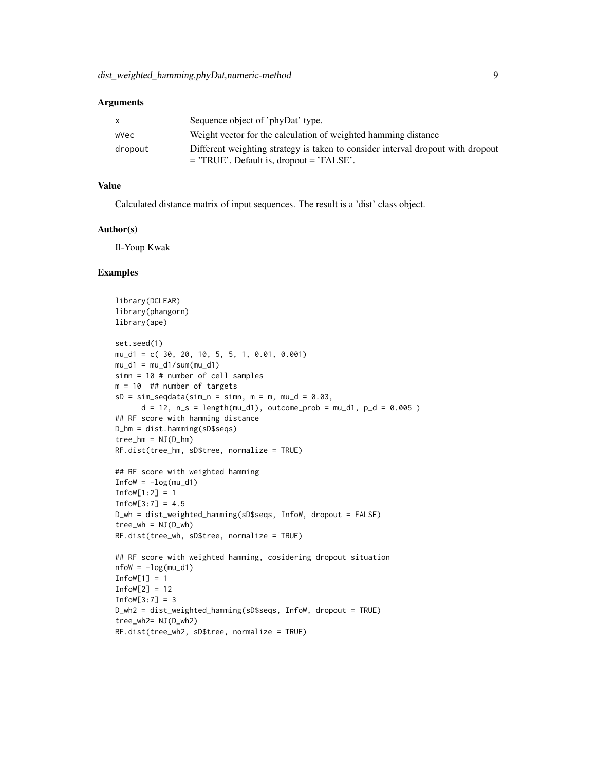### Arguments

| | |
|---|---|
| x | Sequence object of 'phyDat' type. |
| wVec | Weight vector for the calculation of weighted hamming distance |
| dropout | Different weighting strategy is taken to consider interval dropout with dropout = 'TRUE'. Default is, dropout = 'FALSE'. |

### Value

Calculated distance matrix of input sequences. The result is a 'dist' class object.

### Author(s)

Il-Youp Kwak

### Examples

```
library(DCLEAR)
library(phangorn)
library(ape)

set.seed(1)
mu_d1 = c( 30, 20, 10, 5, 5, 1, 0.01, 0.001)
mu_d1 = mu_d1/sum(mu_d1)
simn = 10 # number of cell samples
m = 10  ## number of targets
sD = sim_seqdata(sim_n = simn, m = m, mu_d = 0.03,
      d = 12, n_s = length(mu_d1), outcome_prob = mu_d1, p_d = 0.005 )
## RF score with hamming distance
D_hm = dist.hamming(sD$seqs)
tree_hm = NJ(D_hm)
RF.dist(tree_hm, sD$tree, normalize = TRUE)

## RF score with weighted hamming
InfoW = -log(mu_d1)
InfoW[1:2] = 1
InfoW[3:7] = 4.5
D_wh = dist_weighted_hamming(sD$seqs, InfoW, dropout = FALSE)
tree_wh = NJ(D_wh)
RF.dist(tree_wh, sD$tree, normalize = TRUE)

## RF score with weighted hamming, cosidering dropout situation
nfoW = -log(mu_d1)
InfoW[1] = 1
InfoW[2] = 12
InfoW[3:7] = 3
D_wh2 = dist_weighted_hamming(sD$seqs, InfoW, dropout = TRUE)
tree_wh2= NJ(D_wh2)
RF.dist(tree_wh2, sD$tree, normalize = TRUE)
```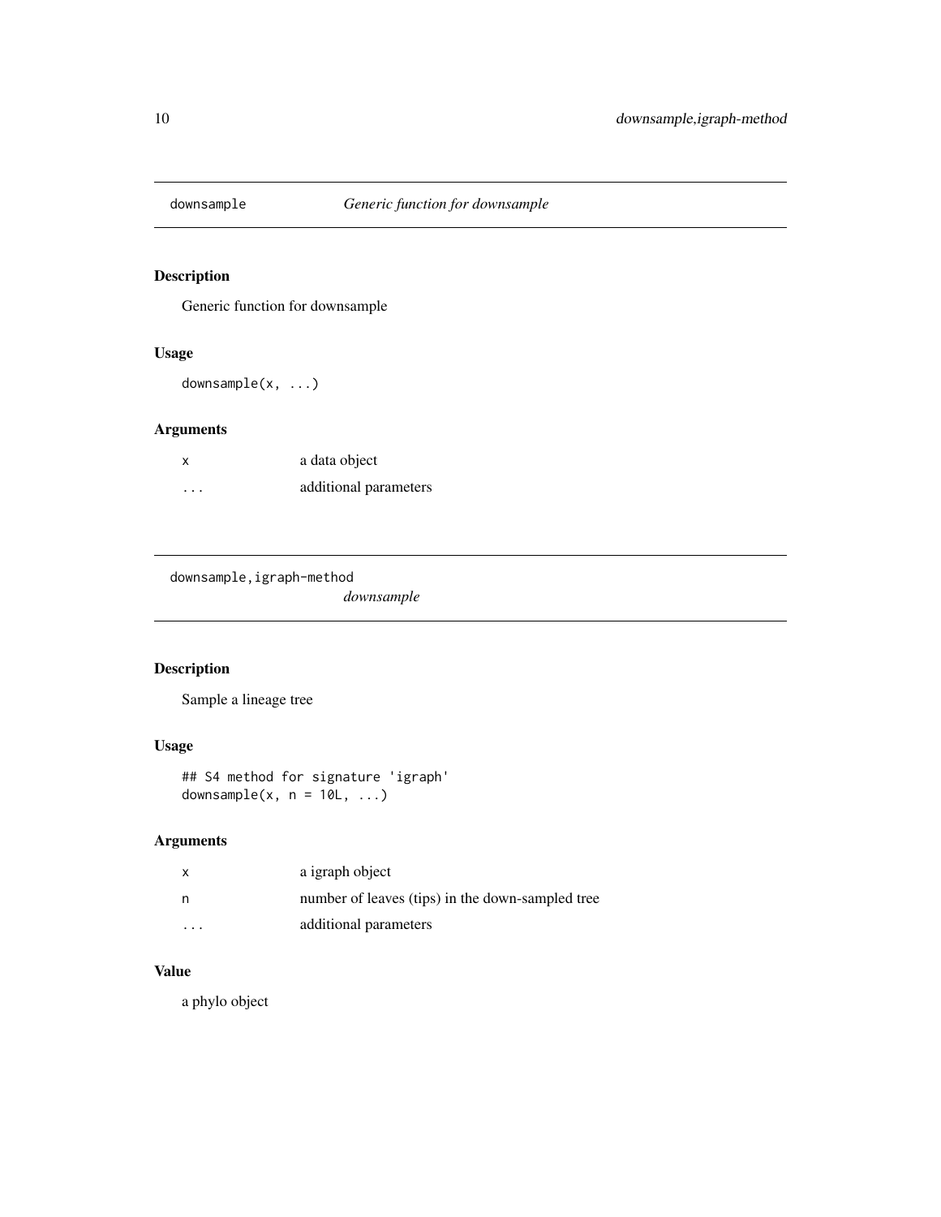## downsample — *Generic function for downsample*

### Description

Generic function for downsample

### Usage

```
downsample(x, ...)
```

### Arguments

| | |
|---|---|
| x | a data object |
| ... | additional parameters |

## downsample,igraph-method — *downsample*

### Description

Sample a lineage tree

### Usage

```
## S4 method for signature 'igraph'
downsample(x, n = 10L, ...)
```

### Arguments

| | |
|---|---|
| x | a igraph object |
| n | number of leaves (tips) in the down-sampled tree |
| ... | additional parameters |

### Value

a phylo object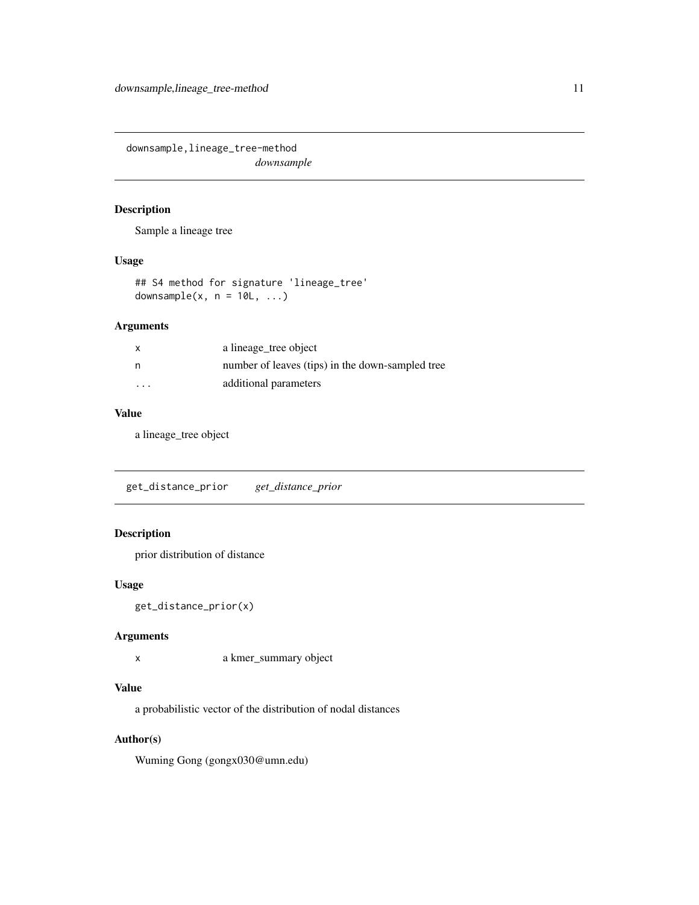## downsample,lineage_tree-method

*downsample*

### Description

Sample a lineage tree

### Usage

```
## S4 method for signature 'lineage_tree'
downsample(x, n = 10L, ...)
```

### Arguments

| | |
|---|---|
| x | a lineage_tree object |
| n | number of leaves (tips) in the down-sampled tree |
| ... | additional parameters |

### Value

a lineage_tree object

## get_distance_prior

*get_distance_prior*

### Description

prior distribution of distance

### Usage

```
get_distance_prior(x)
```

### Arguments

| | |
|---|---|
| x | a kmer_summary object |

### Value

a probabilistic vector of the distribution of nodal distances

### Author(s)

Wuming Gong (gongx030@umn.edu)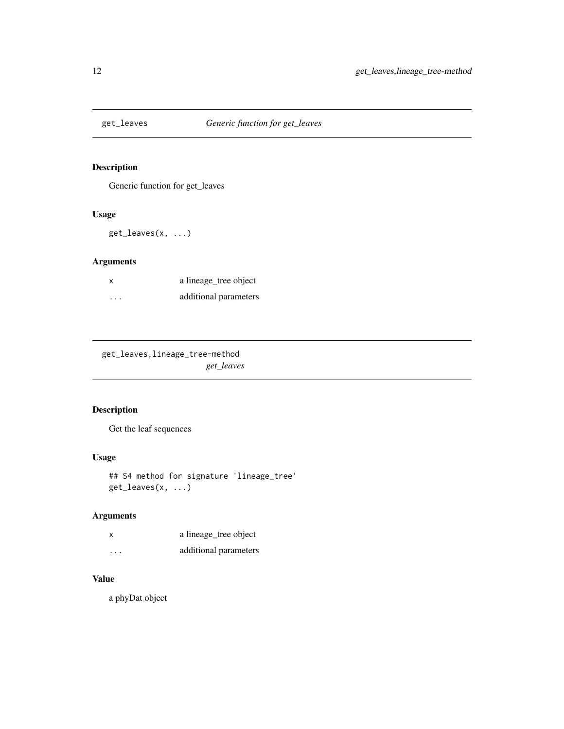## get_leaves — *Generic function for get_leaves*

### Description

Generic function for get_leaves

### Usage

```
get_leaves(x, ...)
```

### Arguments

| | |
|---|---|
| x | a lineage_tree object |
| ... | additional parameters |

## get_leaves,lineage_tree-method — *get_leaves*

### Description

Get the leaf sequences

### Usage

```
## S4 method for signature 'lineage_tree'
get_leaves(x, ...)
```

### Arguments

| | |
|---|---|
| x | a lineage_tree object |
| ... | additional parameters |

### Value

a phyDat object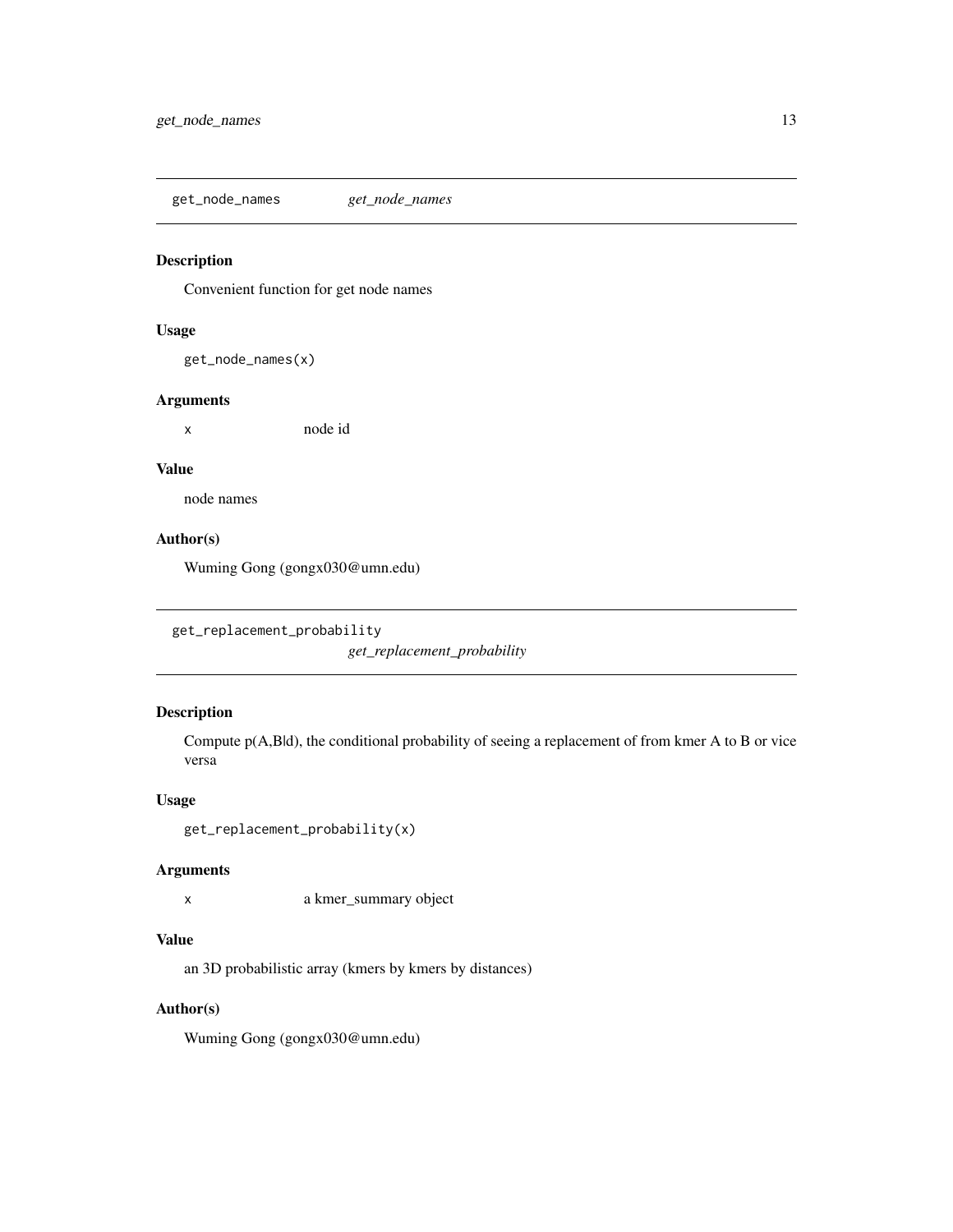## get_node_names *get_node_names*

### Description

Convenient function for get node names

### Usage

```
get_node_names(x)
```

### Arguments

| | |
|---|---|
| x | node id |

### Value

node names

### Author(s)

Wuming Gong (gongx030@umn.edu)

## get_replacement_probability *get_replacement_probability*

### Description

Compute p(A,B|d), the conditional probability of seeing a replacement of from kmer A to B or vice versa

### Usage

```
get_replacement_probability(x)
```

### Arguments

| | |
|---|---|
| x | a kmer_summary object |

### Value

an 3D probabilistic array (kmers by kmers by distances)

### Author(s)

Wuming Gong (gongx030@umn.edu)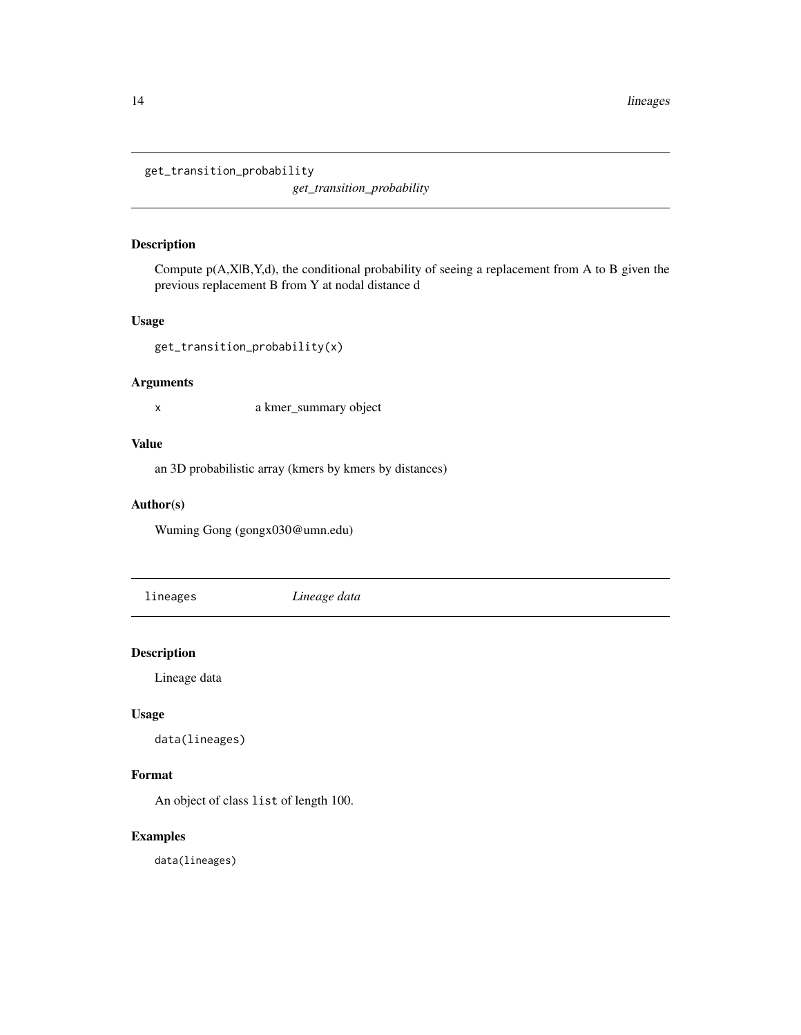## get_transition_probability

*get_transition_probability*

### Description

Compute p(A,X|B,Y,d), the conditional probability of seeing a replacement from A to B given the previous replacement B from Y at nodal distance d

### Usage

```
get_transition_probability(x)
```

### Arguments

| | |
|---|---|
| x | a kmer_summary object |

### Value

an 3D probabilistic array (kmers by kmers by distances)

### Author(s)

Wuming Gong (gongx030@umn.edu)

## lineages

*Lineage data*

### Description

Lineage data

### Usage

```
data(lineages)
```

### Format

An object of class `list` of length 100.

### Examples

```
data(lineages)
```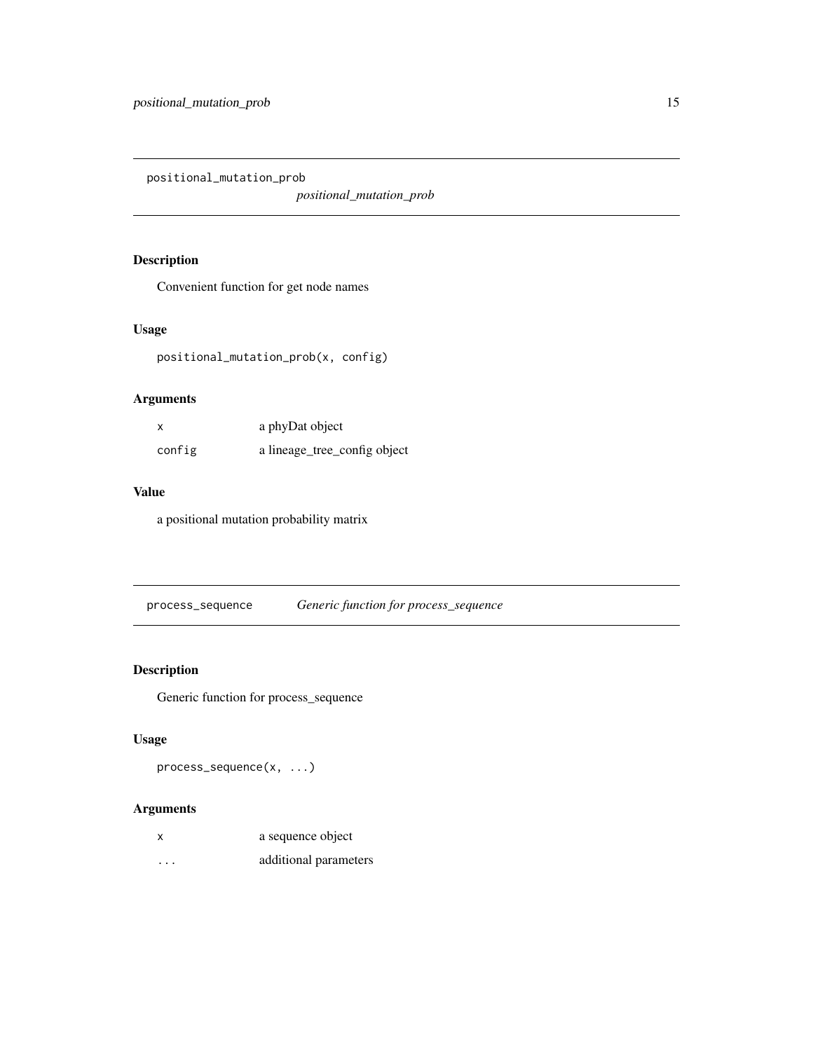## positional_mutation_prob

*positional_mutation_prob*

### Description

Convenient function for get node names

### Usage

```
positional_mutation_prob(x, config)
```

### Arguments

| | |
|---|---|
| x | a phyDat object |
| config | a lineage_tree_config object |

### Value

a positional mutation probability matrix

## process_sequence

*Generic function for process_sequence*

### Description

Generic function for process_sequence

### Usage

```
process_sequence(x, ...)
```

### Arguments

| | |
|---|---|
| x | a sequence object |
| ... | additional parameters |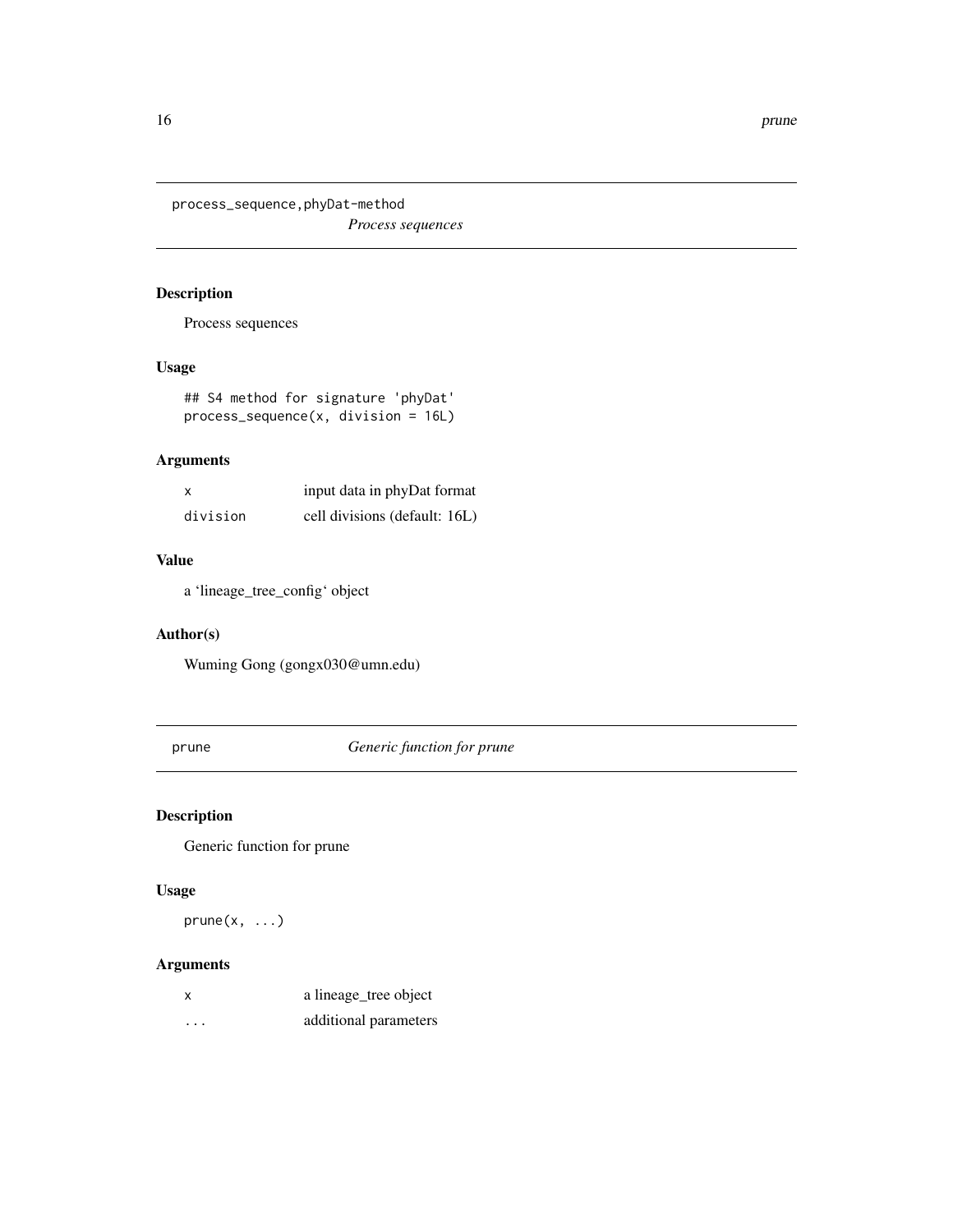## process_sequence,phyDat-method

*Process sequences*

### Description

Process sequences

### Usage

```
## S4 method for signature 'phyDat'
process_sequence(x, division = 16L)
```

### Arguments

| | |
|---|---|
| x | input data in phyDat format |
| division | cell divisions (default: 16L) |

### Value

a 'lineage_tree_config' object

### Author(s)

Wuming Gong (gongx030@umn.edu)

## prune

*Generic function for prune*

### Description

Generic function for prune

### Usage

```
prune(x, ...)
```

### Arguments

| | |
|---|---|
| x | a lineage_tree object |
| ... | additional parameters |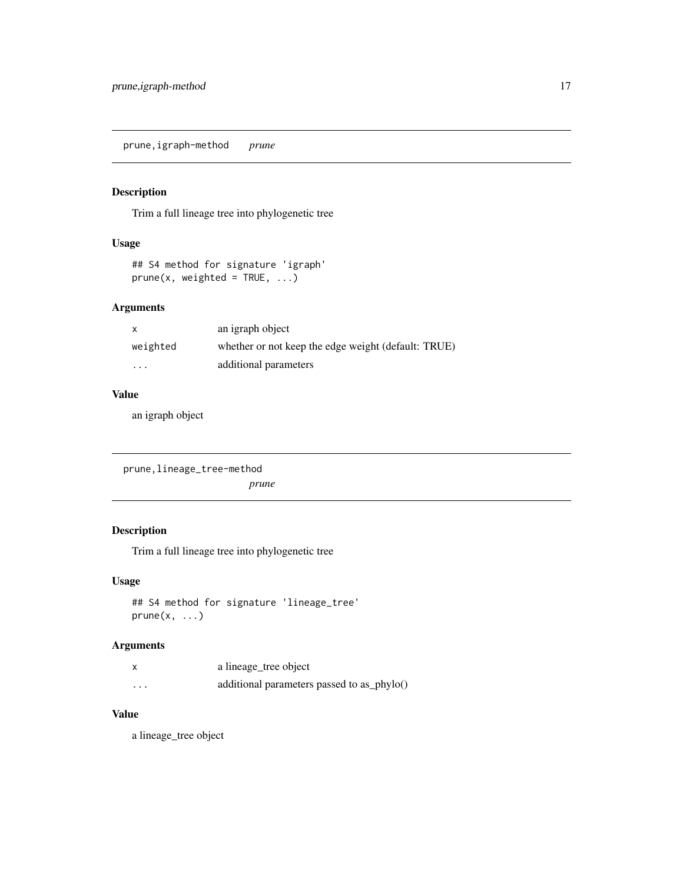## prune,igraph-method *prune*

### Description

Trim a full lineage tree into phylogenetic tree

### Usage

```
## S4 method for signature 'igraph'
prune(x, weighted = TRUE, ...)
```

### Arguments

| | |
|---|---|
| `x` | an igraph object |
| `weighted` | whether or not keep the edge weight (default: TRUE) |
| `...` | additional parameters |

### Value

an igraph object

## prune,lineage_tree-method *prune*

### Description

Trim a full lineage tree into phylogenetic tree

### Usage

```
## S4 method for signature 'lineage_tree'
prune(x, ...)
```

### Arguments

| | |
|---|---|
| `x` | a lineage_tree object |
| `...` | additional parameters passed to as_phylo() |

### Value

a lineage_tree object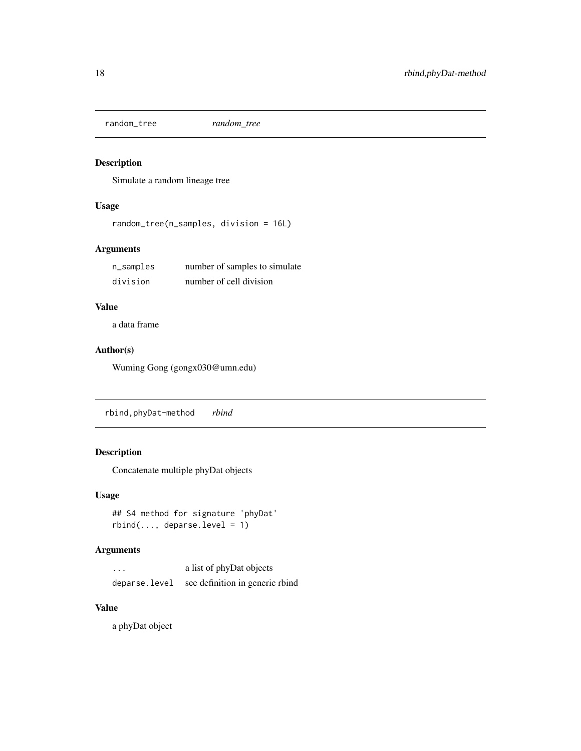## random_tree *random_tree*

### Description

Simulate a random lineage tree

### Usage

```
random_tree(n_samples, division = 16L)
```

### Arguments

| | |
|---|---|
| n_samples | number of samples to simulate |
| division | number of cell division |

### Value

a data frame

### Author(s)

Wuming Gong (gongx030@umn.edu)

## rbind,phyDat-method *rbind*

### Description

Concatenate multiple phyDat objects

### Usage

```
## S4 method for signature 'phyDat'
rbind(..., deparse.level = 1)
```

### Arguments

| | |
|---|---|
| ... | a list of phyDat objects |
| deparse.level | see definition in generic rbind |

### Value

a phyDat object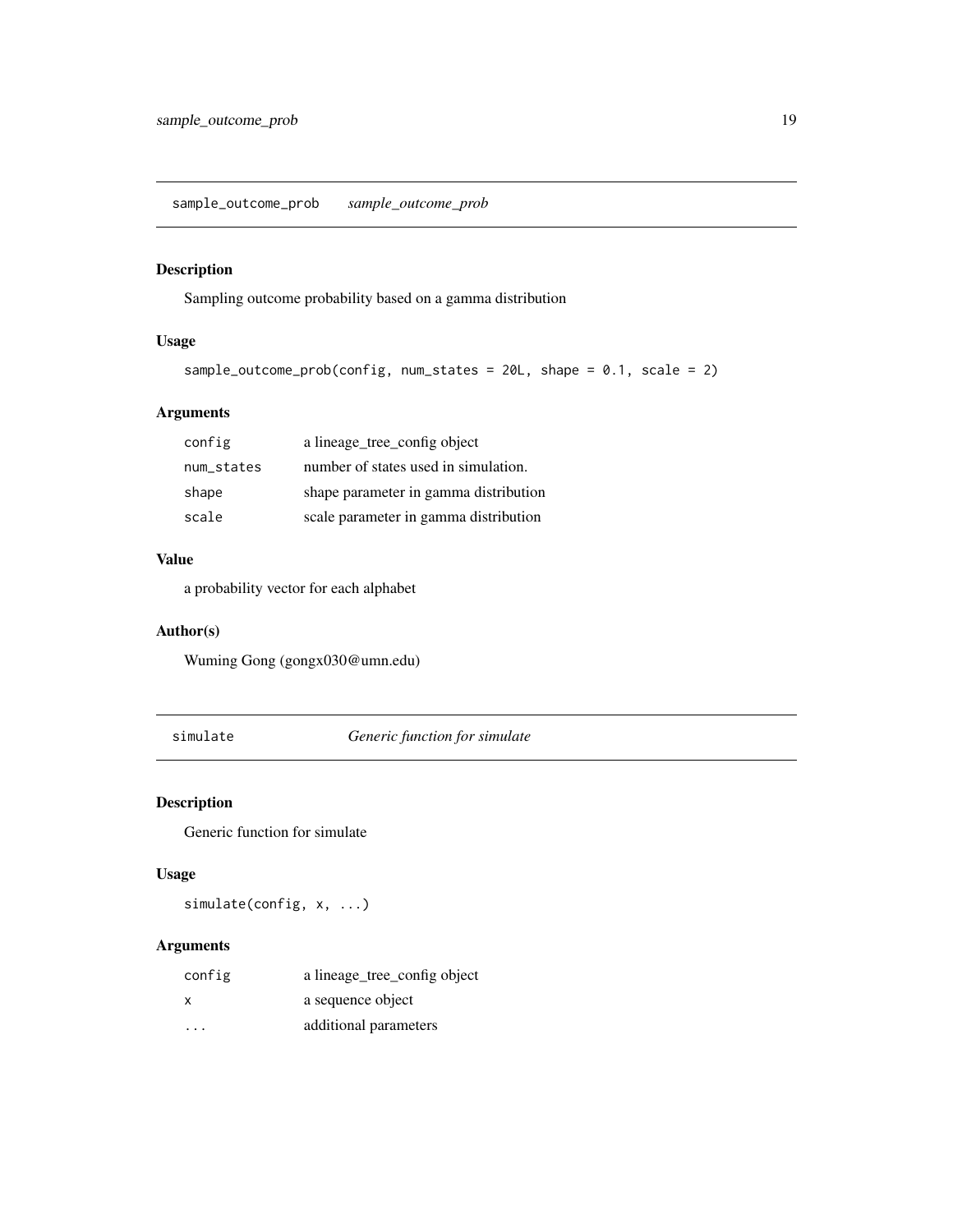## sample_outcome_prob *sample_outcome_prob*

### Description

Sampling outcome probability based on a gamma distribution

### Usage

```
sample_outcome_prob(config, num_states = 20L, shape = 0.1, scale = 2)
```

### Arguments

| | |
|---|---|
| config | a lineage_tree_config object |
| num_states | number of states used in simulation. |
| shape | shape parameter in gamma distribution |
| scale | scale parameter in gamma distribution |

### Value

a probability vector for each alphabet

### Author(s)

Wuming Gong (gongx030@umn.edu)

## simulate *Generic function for simulate*

### Description

Generic function for simulate

### Usage

```
simulate(config, x, ...)
```

### Arguments

| | |
|---|---|
| config | a lineage_tree_config object |
| x | a sequence object |
| ... | additional parameters |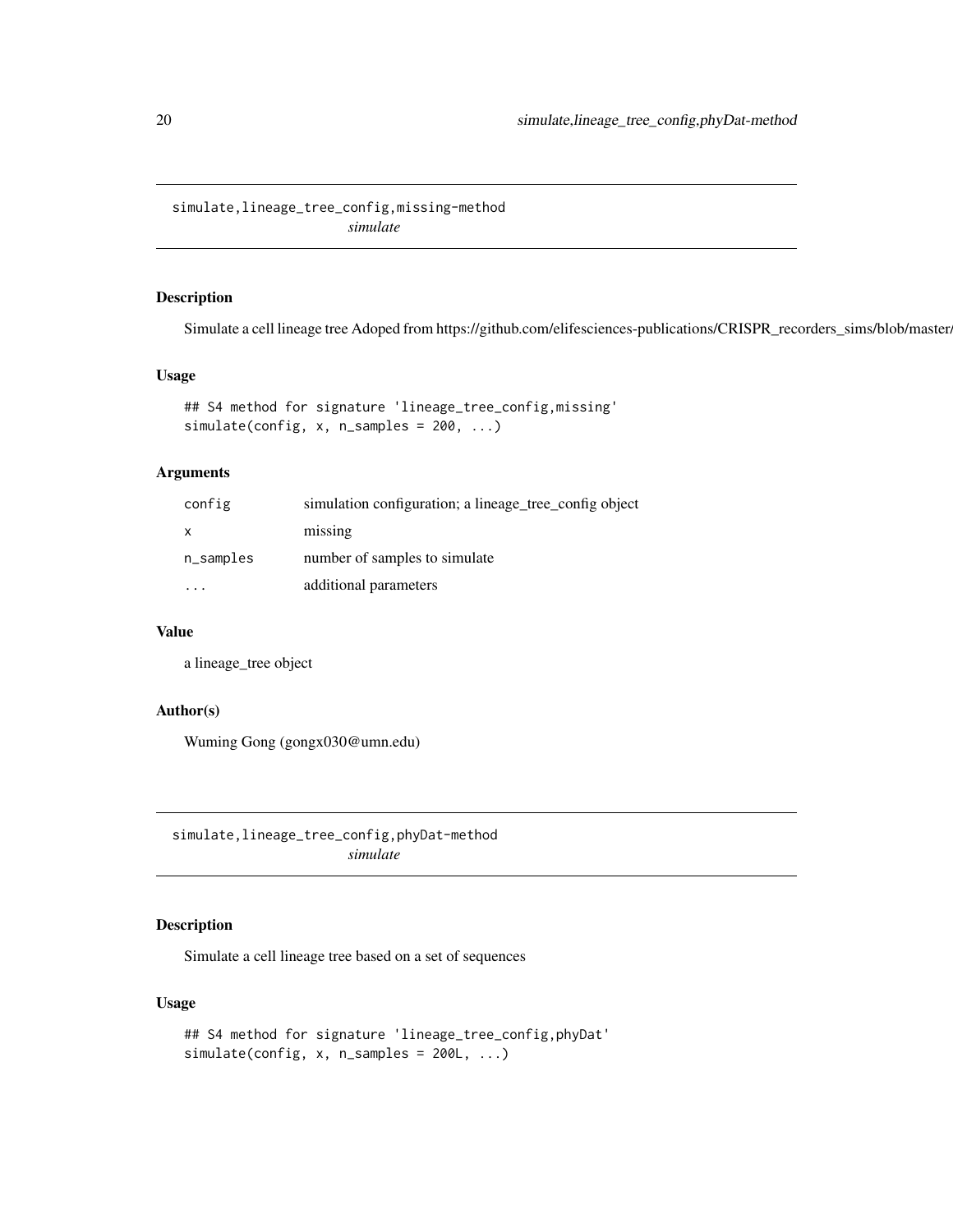## simulate,lineage_tree_config,missing-method

*simulate*

### Description

Simulate a cell lineage tree Adoped from https://github.com/elifesciences-publications/CRISPR_recorders_sims/blob/master/

### Usage

```
## S4 method for signature 'lineage_tree_config,missing'
simulate(config, x, n_samples = 200, ...)
```

### Arguments

| | |
|---|---|
| config | simulation configuration; a lineage_tree_config object |
| x | missing |
| n_samples | number of samples to simulate |
| ... | additional parameters |

### Value

a lineage_tree object

### Author(s)

Wuming Gong (gongx030@umn.edu)

## simulate,lineage_tree_config,phyDat-method

*simulate*

### Description

Simulate a cell lineage tree based on a set of sequences

### Usage

```
## S4 method for signature 'lineage_tree_config,phyDat'
simulate(config, x, n_samples = 200L, ...)
```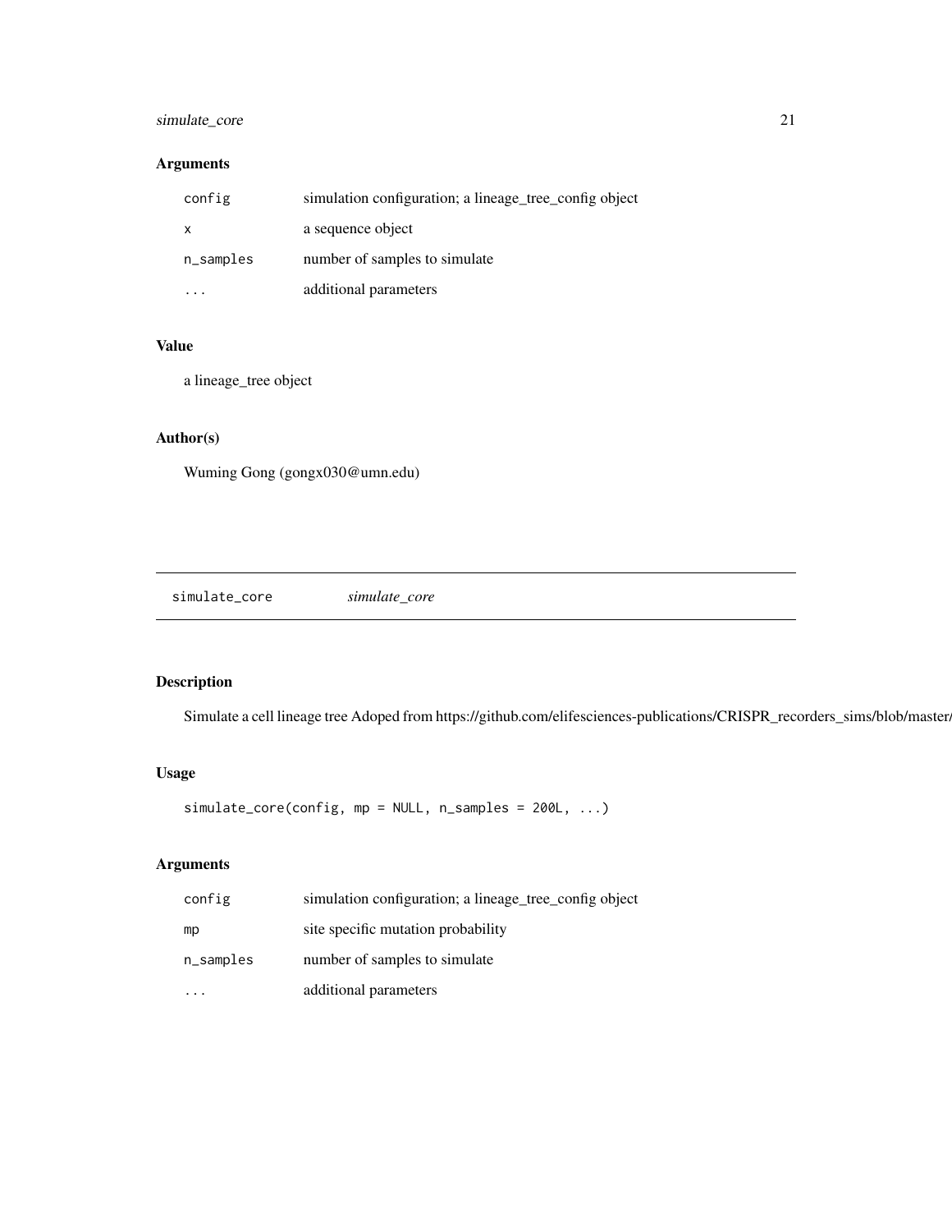## Arguments

| | |
|---|---|
| config | simulation configuration; a lineage_tree_config object |
| x | a sequence object |
| n_samples | number of samples to simulate |
| ... | additional parameters |

## Value

a lineage_tree object

## Author(s)

Wuming Gong (gongx030@umn.edu)

---

# simulate_core *simulate_core*

## Description

Simulate a cell lineage tree Adoped from https://github.com/elifesciences-publications/CRISPR_recorders_sims/blob/master/

## Usage

```
simulate_core(config, mp = NULL, n_samples = 200L, ...)
```

## Arguments

| | |
|---|---|
| config | simulation configuration; a lineage_tree_config object |
| mp | site specific mutation probability |
| n_samples | number of samples to simulate |
| ... | additional parameters |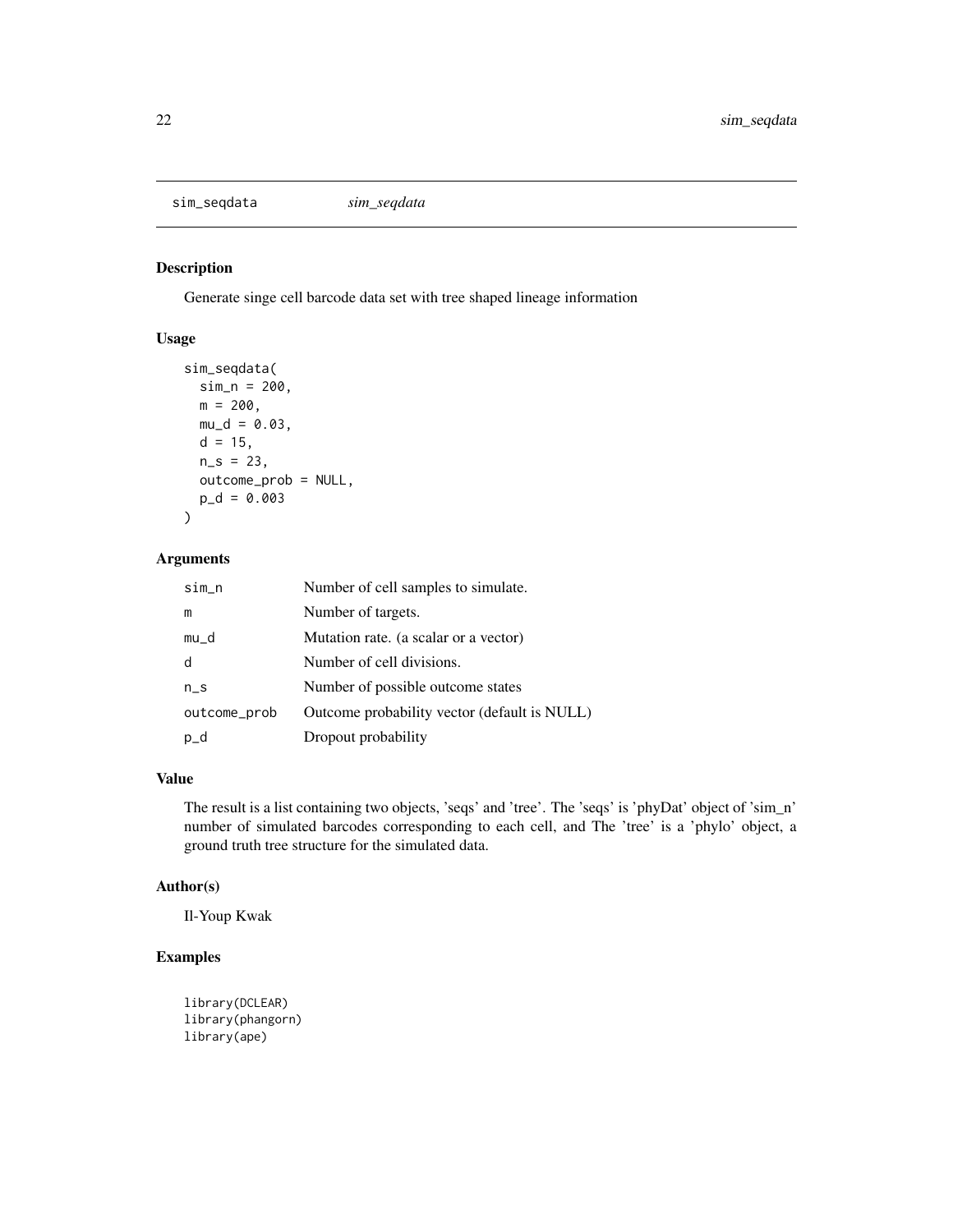## sim_seqdata    *sim_seqdata*

### Description

Generate singe cell barcode data set with tree shaped lineage information

### Usage

```
sim_seqdata(
  sim_n = 200,
  m = 200,
  mu_d = 0.03,
  d = 15,
  n_s = 23,
  outcome_prob = NULL,
  p_d = 0.003
)
```

### Arguments

| | |
|---|---|
| sim_n | Number of cell samples to simulate. |
| m | Number of targets. |
| mu_d | Mutation rate. (a scalar or a vector) |
| d | Number of cell divisions. |
| n_s | Number of possible outcome states |
| outcome_prob | Outcome probability vector (default is NULL) |
| p_d | Dropout probability |

### Value

The result is a list containing two objects, 'seqs' and 'tree'. The 'seqs' is 'phyDat' object of 'sim_n' number of simulated barcodes corresponding to each cell, and The 'tree' is a 'phylo' object, a ground truth tree structure for the simulated data.

### Author(s)

Il-Youp Kwak

### Examples

```
library(DCLEAR)
library(phangorn)
library(ape)
```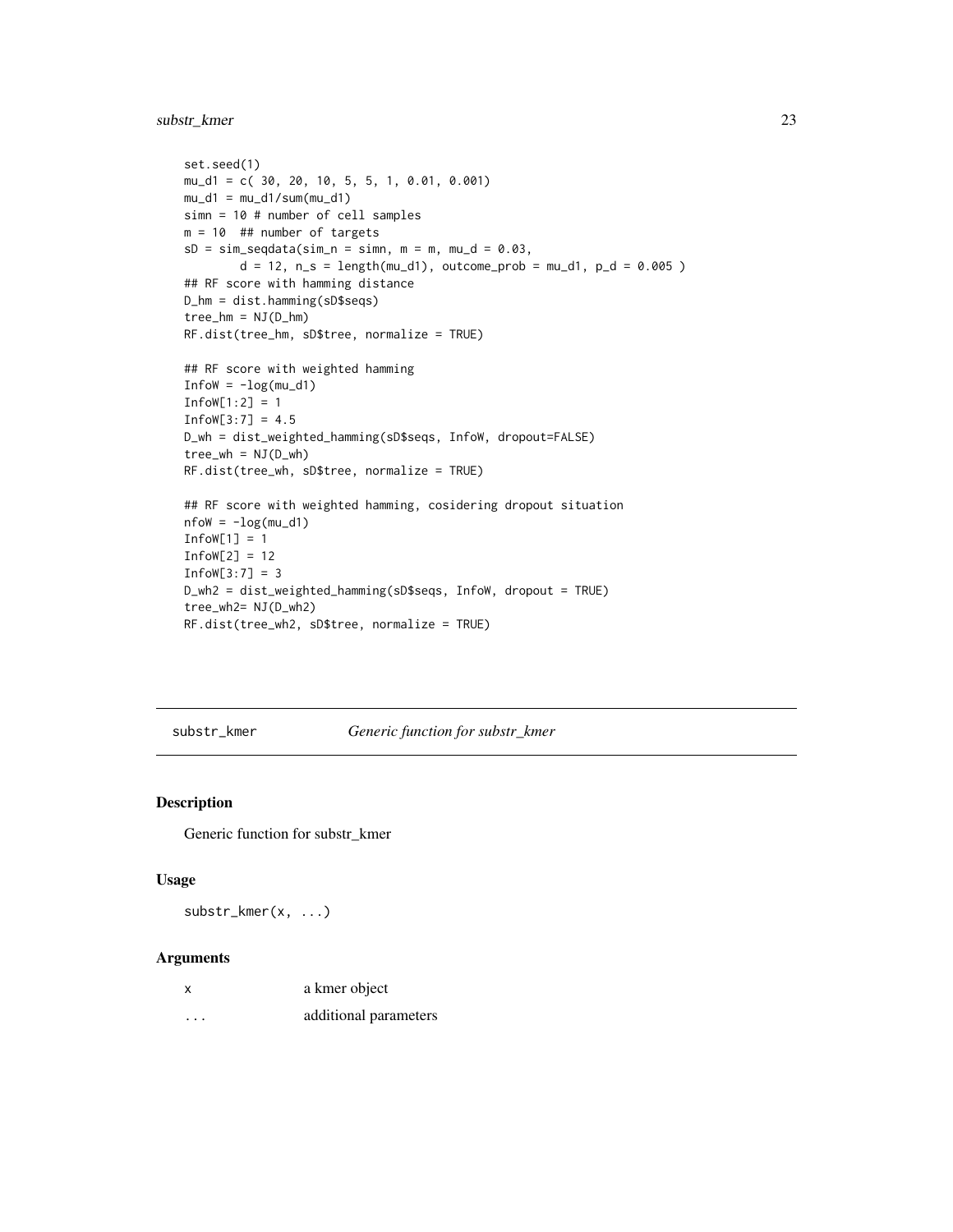```
set.seed(1)
mu_d1 = c( 30, 20, 10, 5, 5, 1, 0.01, 0.001)
mu_d1 = mu_d1/sum(mu_d1)
simn = 10 # number of cell samples
m = 10  ## number of targets
sD = sim_seqdata(sim_n = simn, m = m, mu_d = 0.03,
        d = 12, n_s = length(mu_d1), outcome_prob = mu_d1, p_d = 0.005 )
## RF score with hamming distance
D_hm = dist.hamming(sD$seqs)
tree_hm = NJ(D_hm)
RF.dist(tree_hm, sD$tree, normalize = TRUE)

## RF score with weighted hamming
InfoW = -log(mu_d1)
InfoW[1:2] = 1
InfoW[3:7] = 4.5
D_wh = dist_weighted_hamming(sD$seqs, InfoW, dropout=FALSE)
tree_wh = NJ(D_wh)
RF.dist(tree_wh, sD$tree, normalize = TRUE)

## RF score with weighted hamming, cosidering dropout situation
nfoW = -log(mu_d1)
InfoW[1] = 1
InfoW[2] = 12
InfoW[3:7] = 3
D_wh2 = dist_weighted_hamming(sD$seqs, InfoW, dropout = TRUE)
tree_wh2= NJ(D_wh2)
RF.dist(tree_wh2, sD$tree, normalize = TRUE)
```

---

## substr_kmer — *Generic function for substr_kmer*

### Description

Generic function for substr_kmer

### Usage

```
substr_kmer(x, ...)
```

### Arguments

| | |
|---|---|
| x | a kmer object |
| ... | additional parameters |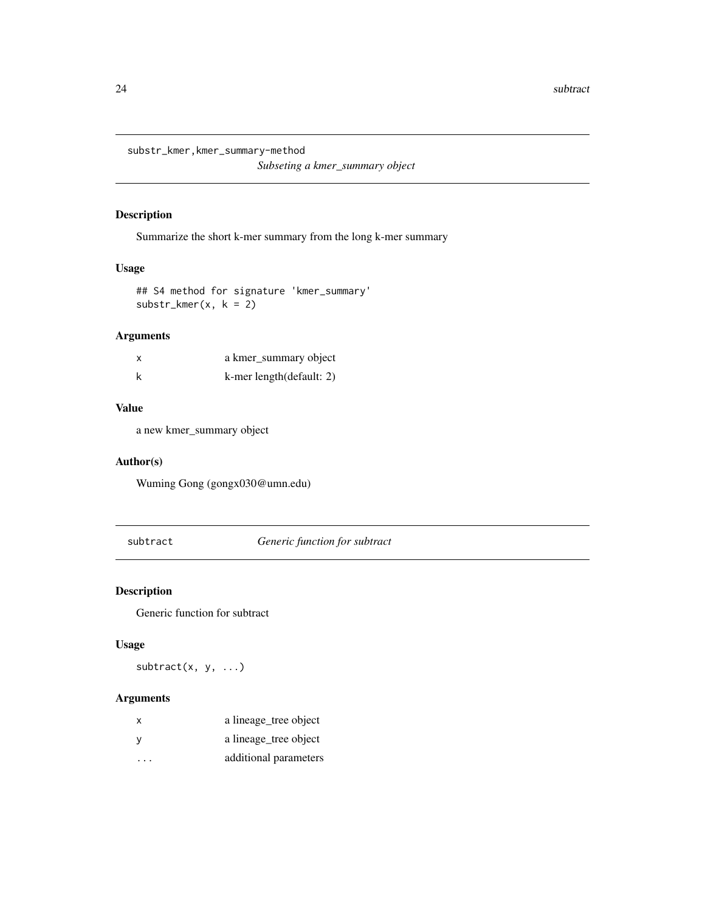## substr_kmer,kmer_summary-method

*Subseting a kmer_summary object*

### Description

Summarize the short k-mer summary from the long k-mer summary

### Usage

```
## S4 method for signature 'kmer_summary'
substr_kmer(x, k = 2)
```

### Arguments

| | |
|---|---|
| x | a kmer_summary object |
| k | k-mer length(default: 2) |

### Value

a new kmer_summary object

### Author(s)

Wuming Gong (gongx030@umn.edu)

## subtract

*Generic function for subtract*

### Description

Generic function for subtract

### Usage

```
subtract(x, y, ...)
```

### Arguments

| | |
|---|---|
| x | a lineage_tree object |
| y | a lineage_tree object |
| ... | additional parameters |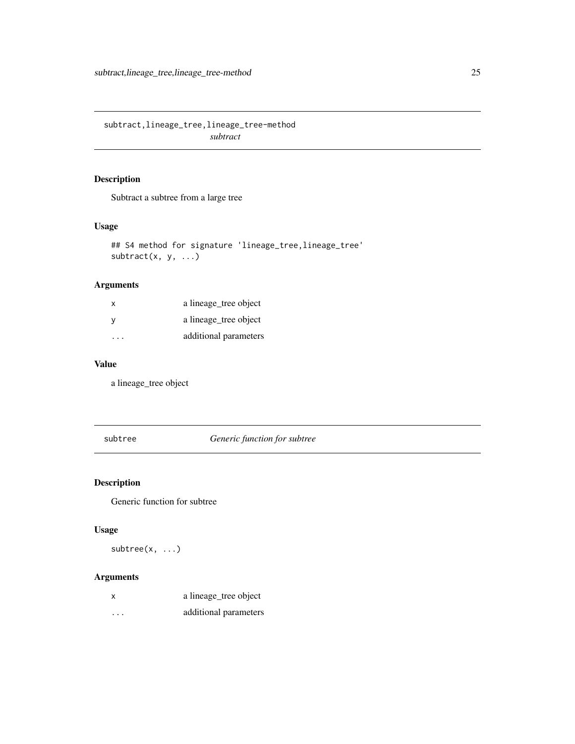## subtract,lineage_tree,lineage_tree-method *subtract*

### Description

Subtract a subtree from a large tree

### Usage

```
## S4 method for signature 'lineage_tree,lineage_tree'
subtract(x, y, ...)
```

### Arguments

| | |
|---|---|
| x | a lineage_tree object |
| y | a lineage_tree object |
| ... | additional parameters |

### Value

a lineage_tree object

## subtree *Generic function for subtree*

### Description

Generic function for subtree

### Usage

```
subtree(x, ...)
```

### Arguments

| | |
|---|---|
| x | a lineage_tree object |
| ... | additional parameters |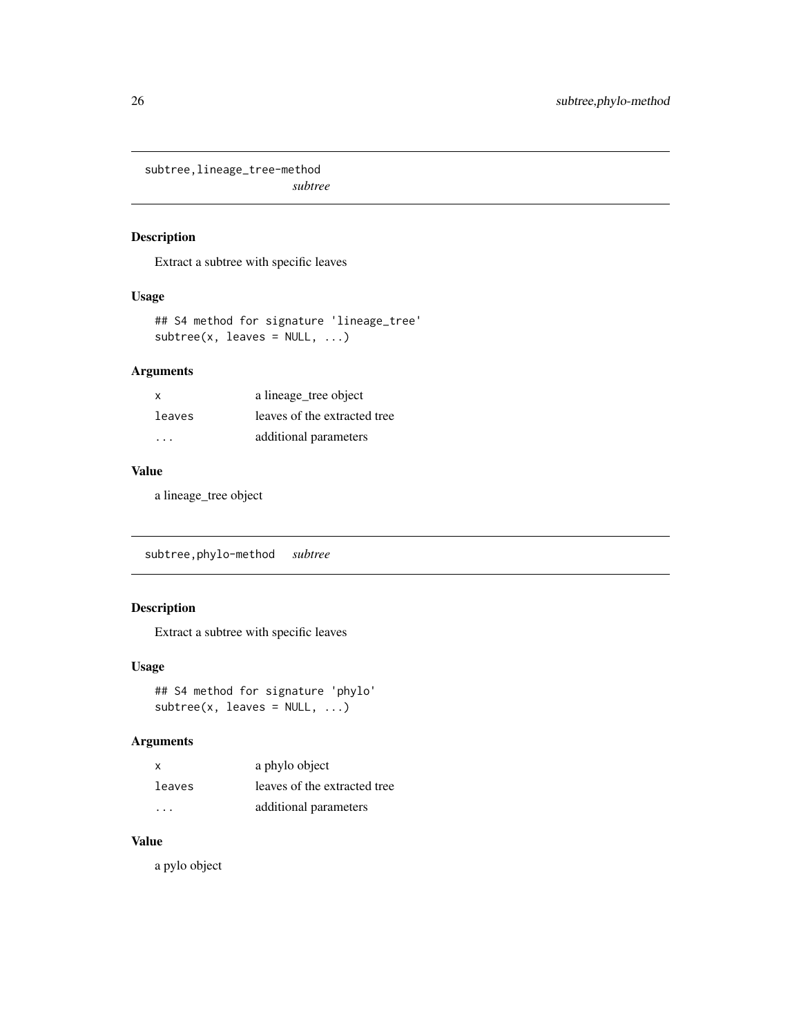## subtree,lineage_tree-method *subtree*

### Description

Extract a subtree with specific leaves

### Usage

```
## S4 method for signature 'lineage_tree'
subtree(x, leaves = NULL, ...)
```

### Arguments

| | |
|---|---|
| x | a lineage_tree object |
| leaves | leaves of the extracted tree |
| ... | additional parameters |

### Value

a lineage_tree object

## subtree,phylo-method *subtree*

### Description

Extract a subtree with specific leaves

### Usage

```
## S4 method for signature 'phylo'
subtree(x, leaves = NULL, ...)
```

### Arguments

| | |
|---|---|
| x | a phylo object |
| leaves | leaves of the extracted tree |
| ... | additional parameters |

### Value

a pylo object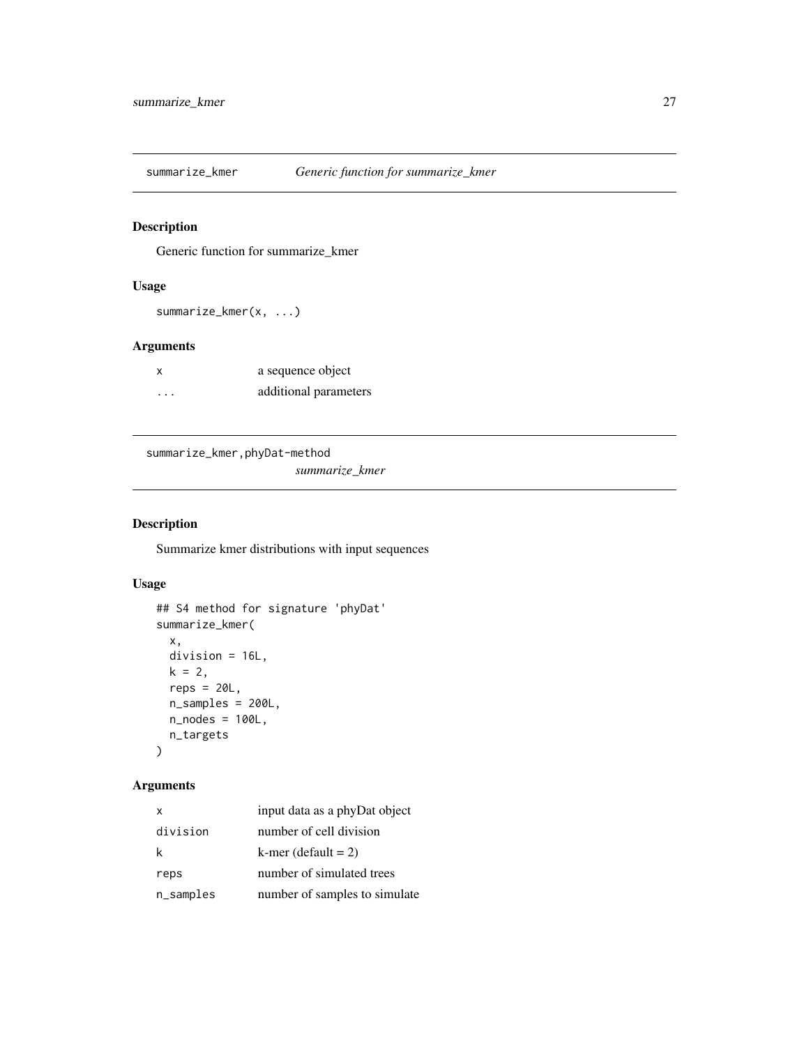## summarize_kmer — *Generic function for summarize_kmer*

### Description

Generic function for summarize_kmer

### Usage

```
summarize_kmer(x, ...)
```

### Arguments

| | |
|---|---|
| x | a sequence object |
| ... | additional parameters |

## summarize_kmer,phyDat-method — *summarize_kmer*

### Description

Summarize kmer distributions with input sequences

### Usage

```
## S4 method for signature 'phyDat'
summarize_kmer(
  x,
  division = 16L,
  k = 2,
  reps = 20L,
  n_samples = 200L,
  n_nodes = 100L,
  n_targets
)
```

### Arguments

| | |
|---|---|
| x | input data as a phyDat object |
| division | number of cell division |
| k | k-mer (default = 2) |
| reps | number of simulated trees |
| n_samples | number of samples to simulate |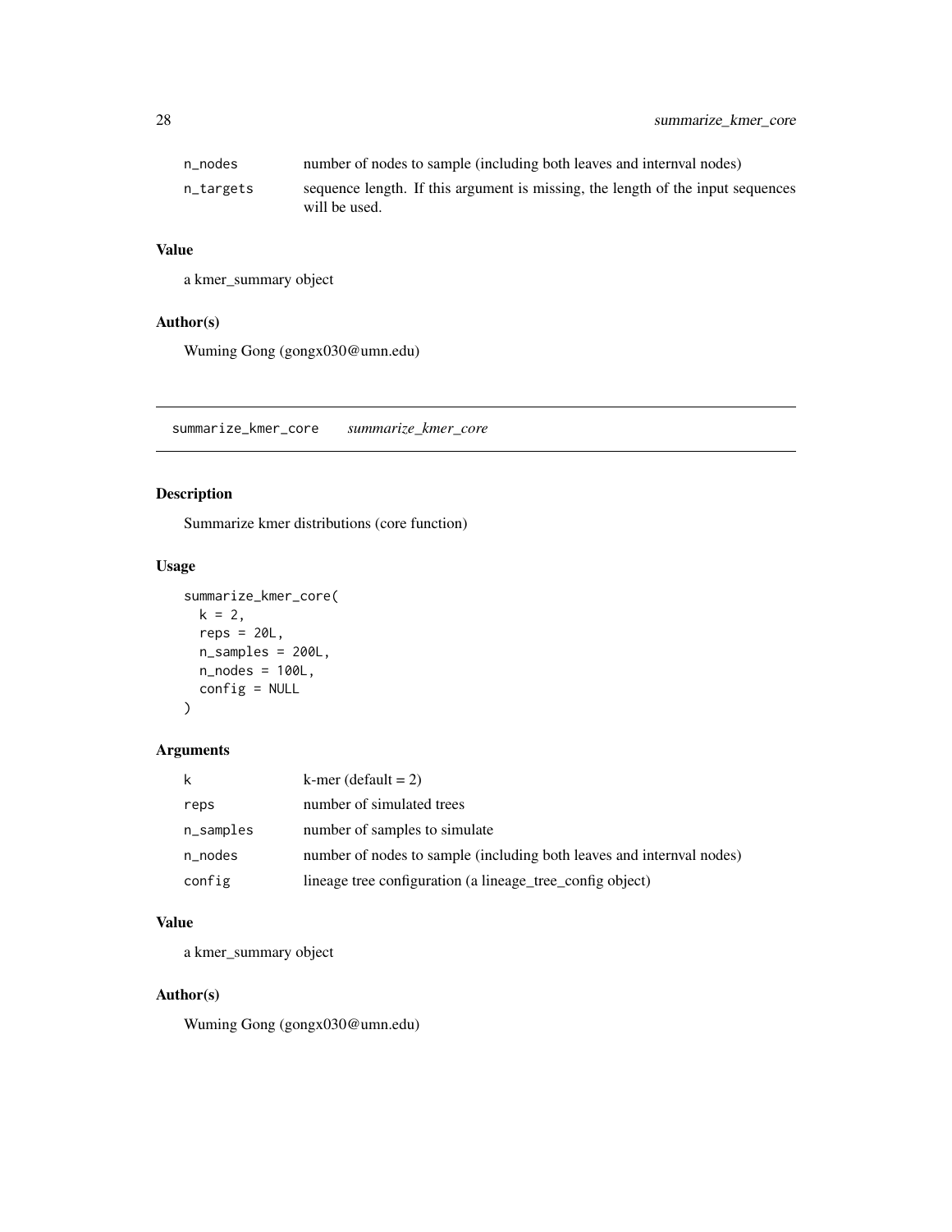| | |
|---|---|
| n_nodes | number of nodes to sample (including both leaves and internval nodes) |
| n_targets | sequence length. If this argument is missing, the length of the input sequences will be used. |

### Value

a kmer_summary object

### Author(s)

Wuming Gong (gongx030@umn.edu)

---

## summarize_kmer_core    *summarize_kmer_core*

### Description

Summarize kmer distributions (core function)

### Usage

```
summarize_kmer_core(
  k = 2,
  reps = 20L,
  n_samples = 200L,
  n_nodes = 100L,
  config = NULL
)
```

### Arguments

| | |
|---|---|
| k | k-mer (default = 2) |
| reps | number of simulated trees |
| n_samples | number of samples to simulate |
| n_nodes | number of nodes to sample (including both leaves and internval nodes) |
| config | lineage tree configuration (a lineage_tree_config object) |

### Value

a kmer_summary object

### Author(s)

Wuming Gong (gongx030@umn.edu)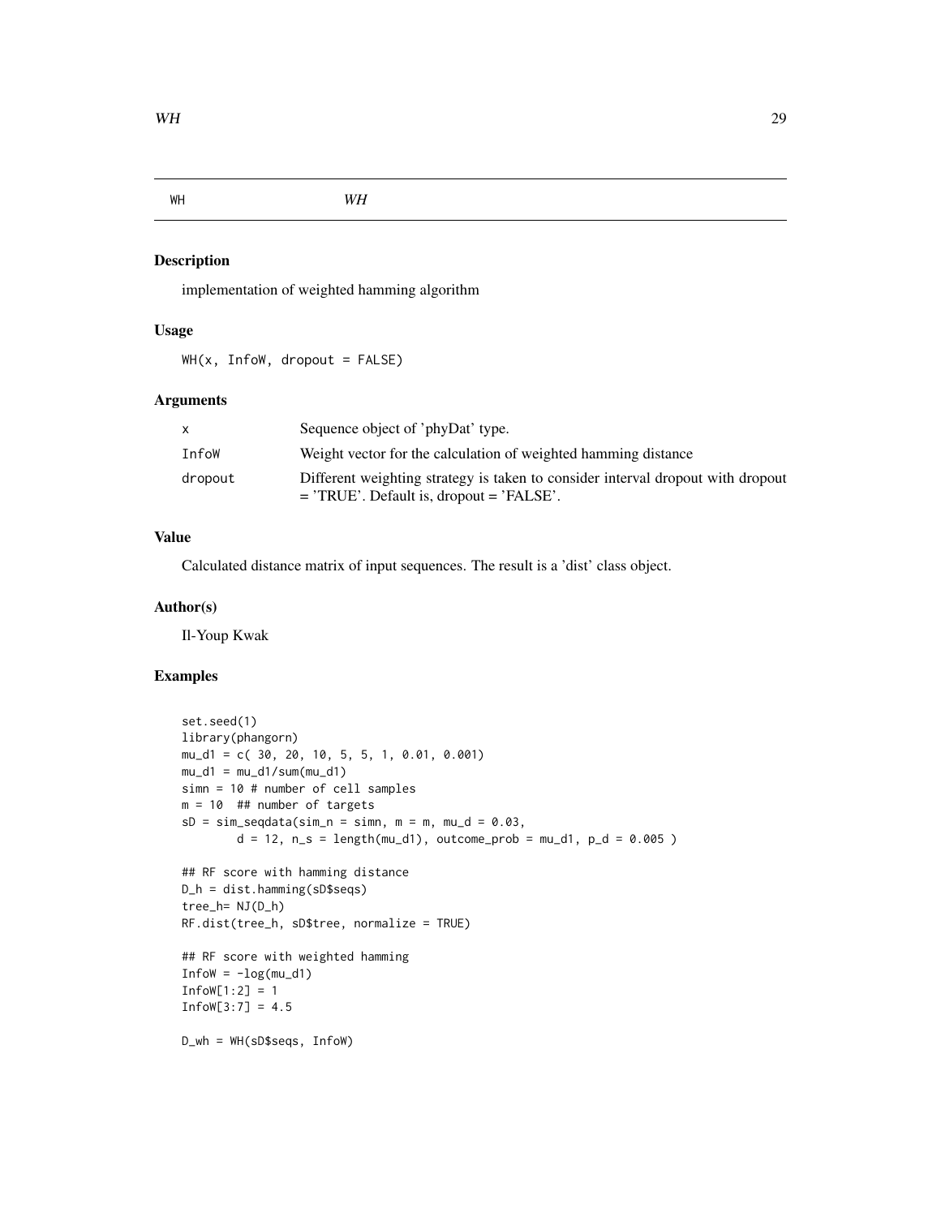## WH    *WH*

### Description

implementation of weighted hamming algorithm

### Usage

```
WH(x, InfoW, dropout = FALSE)
```

### Arguments

| | |
|---|---|
| x | Sequence object of 'phyDat' type. |
| InfoW | Weight vector for the calculation of weighted hamming distance |
| dropout | Different weighting strategy is taken to consider interval dropout with dropout = 'TRUE'. Default is, dropout = 'FALSE'. |

### Value

Calculated distance matrix of input sequences. The result is a 'dist' class object.

### Author(s)

Il-Youp Kwak

### Examples

```
set.seed(1)
library(phangorn)
mu_d1 = c( 30, 20, 10, 5, 5, 1, 0.01, 0.001)
mu_d1 = mu_d1/sum(mu_d1)
simn = 10 # number of cell samples
m = 10  ## number of targets
sD = sim_seqdata(sim_n = simn, m = m, mu_d = 0.03,
        d = 12, n_s = length(mu_d1), outcome_prob = mu_d1, p_d = 0.005 )

## RF score with hamming distance
D_h = dist.hamming(sD$seqs)
tree_h= NJ(D_h)
RF.dist(tree_h, sD$tree, normalize = TRUE)

## RF score with weighted hamming
InfoW = -log(mu_d1)
InfoW[1:2] = 1
InfoW[3:7] = 4.5

D_wh = WH(sD$seqs, InfoW)
```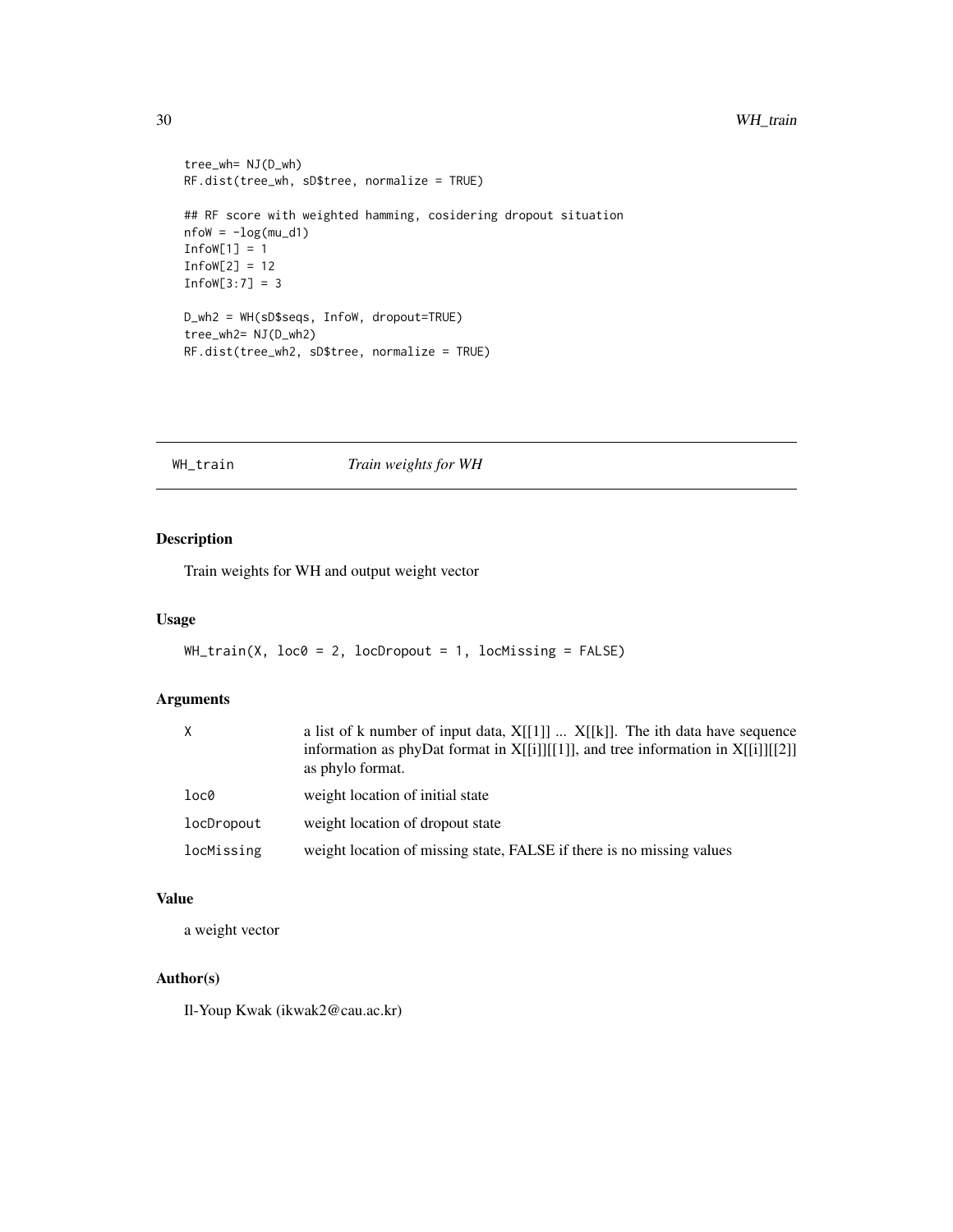```
tree_wh= NJ(D_wh)
RF.dist(tree_wh, sD$tree, normalize = TRUE)

## RF score with weighted hamming, cosidering dropout situation
nfoW = -log(mu_d1)
InfoW[1] = 1
InfoW[2] = 12
InfoW[3:7] = 3

D_wh2 = WH(sD$seqs, InfoW, dropout=TRUE)
tree_wh2= NJ(D_wh2)
RF.dist(tree_wh2, sD$tree, normalize = TRUE)
```

---

## WH_train &nbsp;&nbsp;&nbsp;&nbsp; *Train weights for WH*

### Description

Train weights for WH and output weight vector

### Usage

```
WH_train(X, loc0 = 2, locDropout = 1, locMissing = FALSE)
```

### Arguments

| | |
|---|---|
| `X` | a list of k number of input data, X[[1]] ... X[[k]]. The ith data have sequence information as phyDat format in X[[i]][[1]], and tree information in X[[i]][[2]] as phylo format. |
| `loc0` | weight location of initial state |
| `locDropout` | weight location of dropout state |
| `locMissing` | weight location of missing state, FALSE if there is no missing values |

### Value

a weight vector

### Author(s)

Il-Youp Kwak (ikwak2@cau.ac.kr)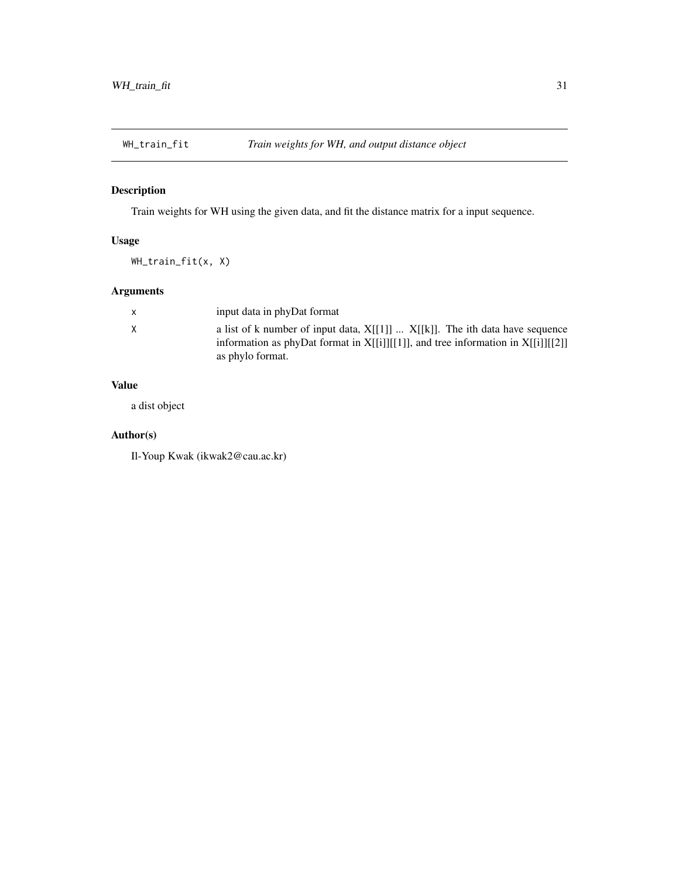# WH_train_fit — *Train weights for WH, and output distance object*

## Description

Train weights for WH using the given data, and fit the distance matrix for a input sequence.

## Usage

```
WH_train_fit(x, X)
```

## Arguments

| | |
|---|---|
| x | input data in phyDat format |
| X | a list of k number of input data, X[[1]] ... X[[k]]. The ith data have sequence information as phyDat format in X[[i]][[1]], and tree information in X[[i]][[2]] as phylo format. |

## Value

a dist object

## Author(s)

Il-Youp Kwak (ikwak2@cau.ac.kr)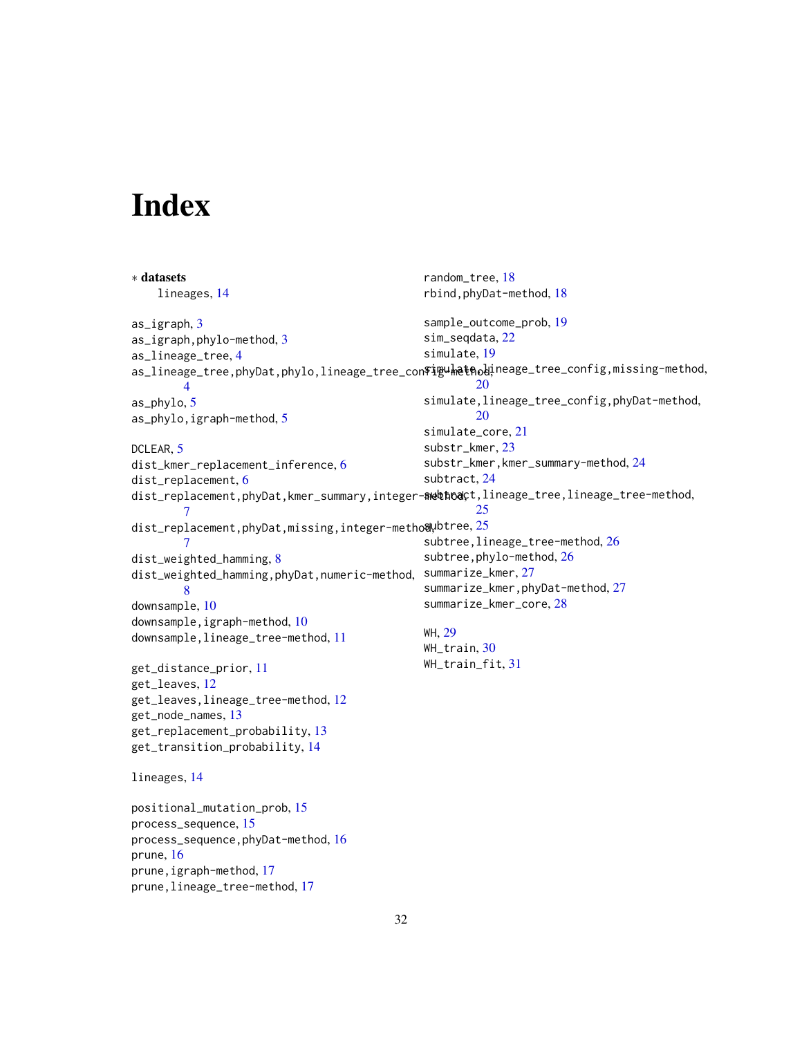# Index

* datasets
    lineages, 14

as_igraph, 3
as_igraph,phylo-method, 3
as_lineage_tree, 4
as_lineage_tree,phyDat,phylo,lineage_tree_config-method, 4
as_phylo, 5
as_phylo,igraph-method, 5

DCLEAR, 5
dist_kmer_replacement_inference, 6
dist_replacement, 6
dist_replacement,phyDat,kmer_summary,integer-method, 7
dist_replacement,phyDat,missing,integer-method, 7
dist_weighted_hamming, 8
dist_weighted_hamming,phyDat,numeric-method, 8
downsample, 10
downsample,igraph-method, 10
downsample,lineage_tree-method, 11

get_distance_prior, 11
get_leaves, 12
get_leaves,lineage_tree-method, 12
get_node_names, 13
get_replacement_probability, 13
get_transition_probability, 14

lineages, 14

positional_mutation_prob, 15
process_sequence, 15
process_sequence,phyDat-method, 16
prune, 16
prune,igraph-method, 17
prune,lineage_tree-method, 17

random_tree, 18
rbind,phyDat-method, 18

sample_outcome_prob, 19
sim_seqdata, 22
simulate, 19
simulate,lineage_tree_config,missing-method, 20
simulate,lineage_tree_config,phyDat-method, 20
simulate_core, 21
substr_kmer, 23
substr_kmer,kmer_summary-method, 24
subtract, 24
subtract,lineage_tree,lineage_tree-method, 25
subtree, 25
subtree,lineage_tree-method, 26
subtree,phylo-method, 26
summarize_kmer, 27
summarize_kmer,phyDat-method, 27
summarize_kmer_core, 28

WH, 29
WH_train, 30
WH_train_fit, 31